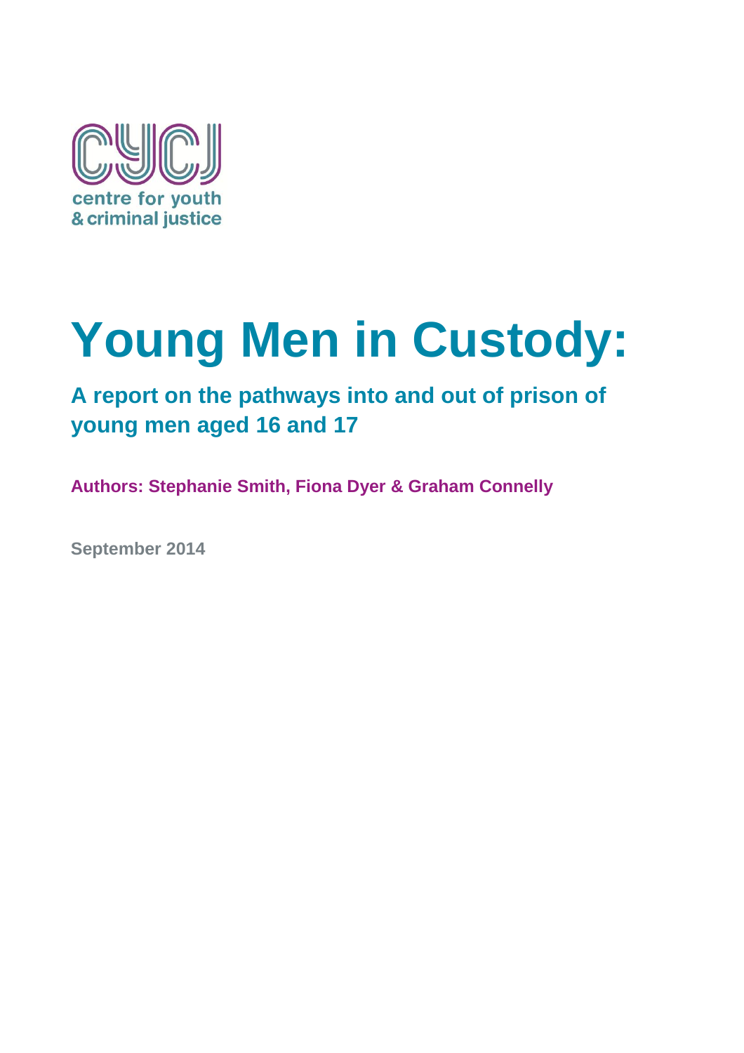centre for youth
& criminal justice

# Young Men in Custody:

## A report on the pathways into and out of prison of young men aged 16 and 17

**Authors: Stephanie Smith, Fiona Dyer & Graham Connelly**

**September 2014**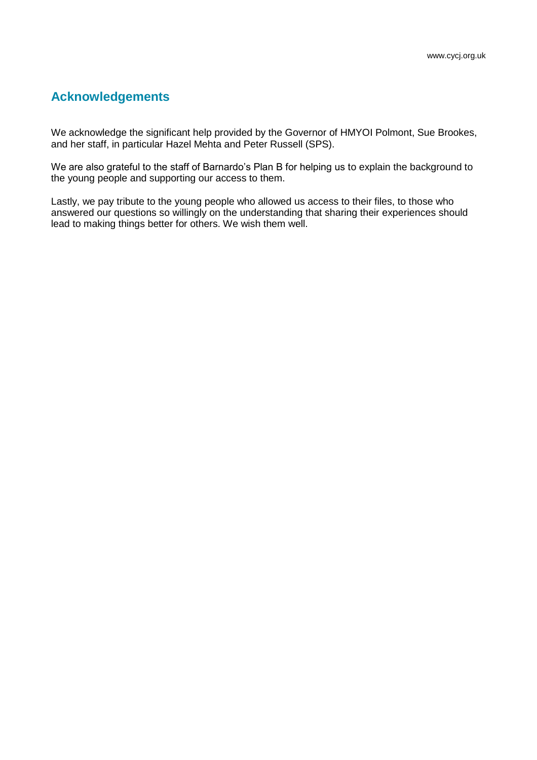## Acknowledgements

We acknowledge the significant help provided by the Governor of HMYOI Polmont, Sue Brookes, and her staff, in particular Hazel Mehta and Peter Russell (SPS).

We are also grateful to the staff of Barnardo's Plan B for helping us to explain the background to the young people and supporting our access to them.

Lastly, we pay tribute to the young people who allowed us access to their files, to those who answered our questions so willingly on the understanding that sharing their experiences should lead to making things better for others. We wish them well.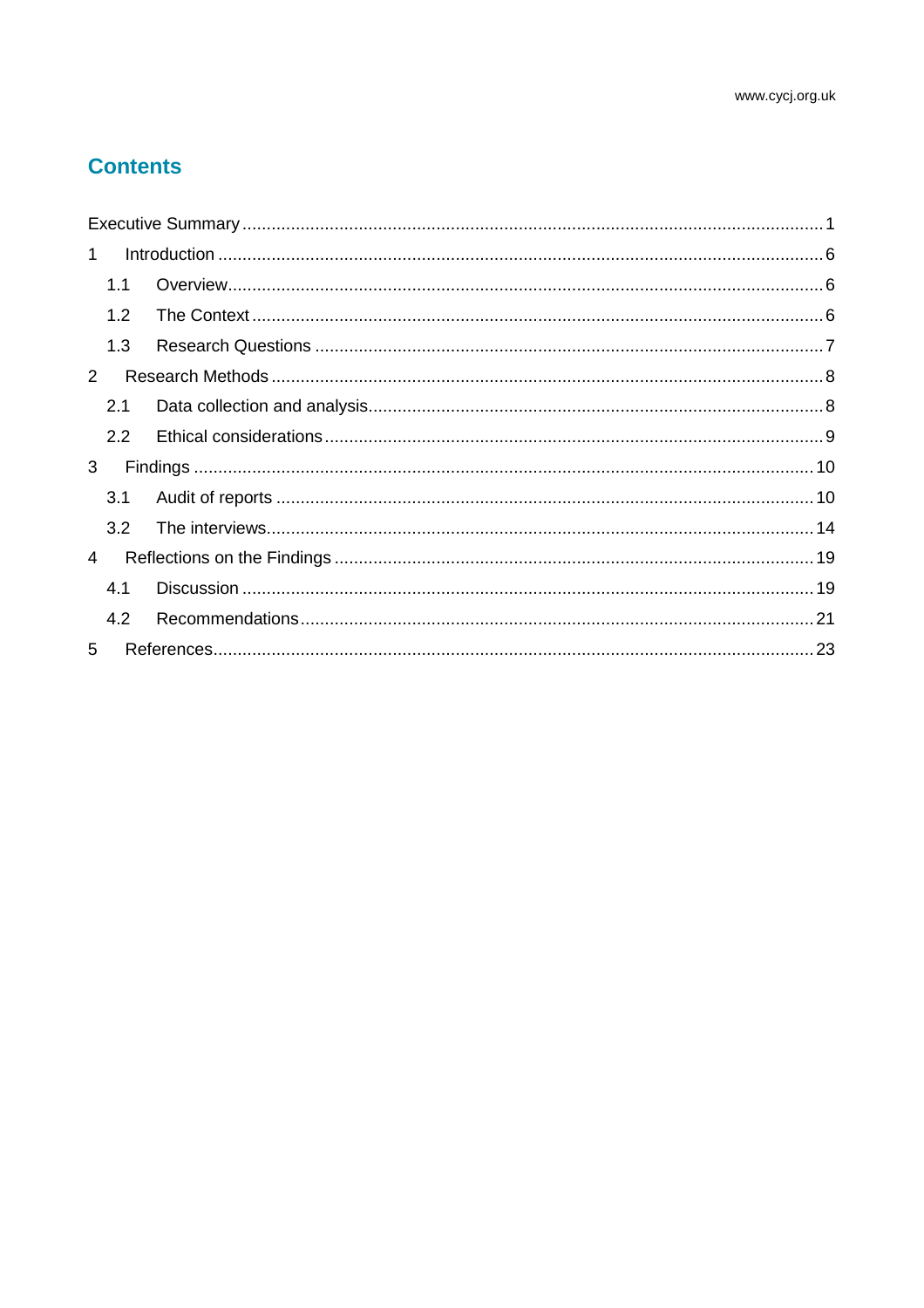# Contents

Executive Summary ........................................................................ 1

1 Introduction ........................................................................ 6

1.1 Overview ........................................................................ 6

1.2 The Context ........................................................................ 6

1.3 Research Questions ........................................................................ 7

2 Research Methods ........................................................................ 8

2.1 Data collection and analysis ........................................................................ 8

2.2 Ethical considerations ........................................................................ 9

3 Findings ........................................................................ 10

3.1 Audit of reports ........................................................................ 10

3.2 The interviews ........................................................................ 14

4 Reflections on the Findings ........................................................................ 19

4.1 Discussion ........................................................................ 19

4.2 Recommendations ........................................................................ 21

5 References ........................................................................ 23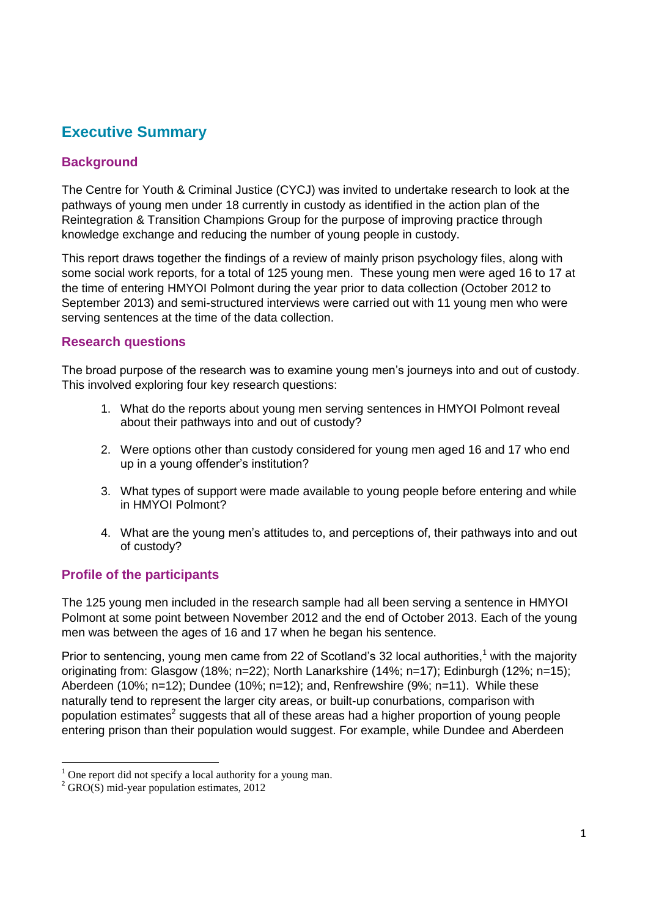# Executive Summary

## Background

The Centre for Youth & Criminal Justice (CYCJ) was invited to undertake research to look at the pathways of young men under 18 currently in custody as identified in the action plan of the Reintegration & Transition Champions Group for the purpose of improving practice through knowledge exchange and reducing the number of young people in custody.

This report draws together the findings of a review of mainly prison psychology files, along with some social work reports, for a total of 125 young men. These young men were aged 16 to 17 at the time of entering HMYOI Polmont during the year prior to data collection (October 2012 to September 2013) and semi-structured interviews were carried out with 11 young men who were serving sentences at the time of the data collection.

## Research questions

The broad purpose of the research was to examine young men's journeys into and out of custody. This involved exploring four key research questions:

1. What do the reports about young men serving sentences in HMYOI Polmont reveal about their pathways into and out of custody?

2. Were options other than custody considered for young men aged 16 and 17 who end up in a young offender's institution?

3. What types of support were made available to young people before entering and while in HMYOI Polmont?

4. What are the young men's attitudes to, and perceptions of, their pathways into and out of custody?

## Profile of the participants

The 125 young men included in the research sample had all been serving a sentence in HMYOI Polmont at some point between November 2012 and the end of October 2013. Each of the young men was between the ages of 16 and 17 when he began his sentence.

Prior to sentencing, young men came from 22 of Scotland's 32 local authorities,[1] with the majority originating from: Glasgow (18%; n=22); North Lanarkshire (14%; n=17); Edinburgh (12%; n=15); Aberdeen (10%; n=12); Dundee (10%; n=12); and, Renfrewshire (9%; n=11). While these naturally tend to represent the larger city areas, or built-up conurbations, comparison with population estimates[2] suggests that all of these areas had a higher proportion of young people entering prison than their population would suggest. For example, while Dundee and Aberdeen

[1] One report did not specify a local authority for a young man.

[2] GRO(S) mid-year population estimates, 2012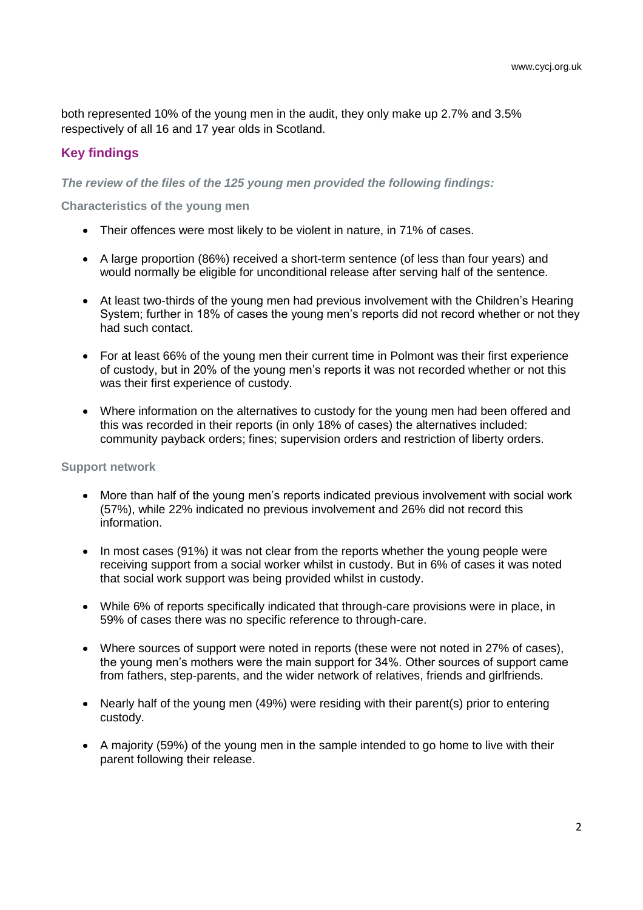both represented 10% of the young men in the audit, they only make up 2.7% and 3.5% respectively of all 16 and 17 year olds in Scotland.

## Key findings

***The review of the files of the 125 young men provided the following findings:***

#### Characteristics of the young men

- Their offences were most likely to be violent in nature, in 71% of cases.
- A large proportion (86%) received a short-term sentence (of less than four years) and would normally be eligible for unconditional release after serving half of the sentence.
- At least two-thirds of the young men had previous involvement with the Children's Hearing System; further in 18% of cases the young men's reports did not record whether or not they had such contact.
- For at least 66% of the young men their current time in Polmont was their first experience of custody, but in 20% of the young men's reports it was not recorded whether or not this was their first experience of custody.
- Where information on the alternatives to custody for the young men had been offered and this was recorded in their reports (in only 18% of cases) the alternatives included: community payback orders; fines; supervision orders and restriction of liberty orders.

#### Support network

- More than half of the young men's reports indicated previous involvement with social work (57%), while 22% indicated no previous involvement and 26% did not record this information.
- In most cases (91%) it was not clear from the reports whether the young people were receiving support from a social worker whilst in custody. But in 6% of cases it was noted that social work support was being provided whilst in custody.
- While 6% of reports specifically indicated that through-care provisions were in place, in 59% of cases there was no specific reference to through-care.
- Where sources of support were noted in reports (these were not noted in 27% of cases), the young men's mothers were the main support for 34%. Other sources of support came from fathers, step-parents, and the wider network of relatives, friends and girlfriends.
- Nearly half of the young men (49%) were residing with their parent(s) prior to entering custody.
- A majority (59%) of the young men in the sample intended to go home to live with their parent following their release.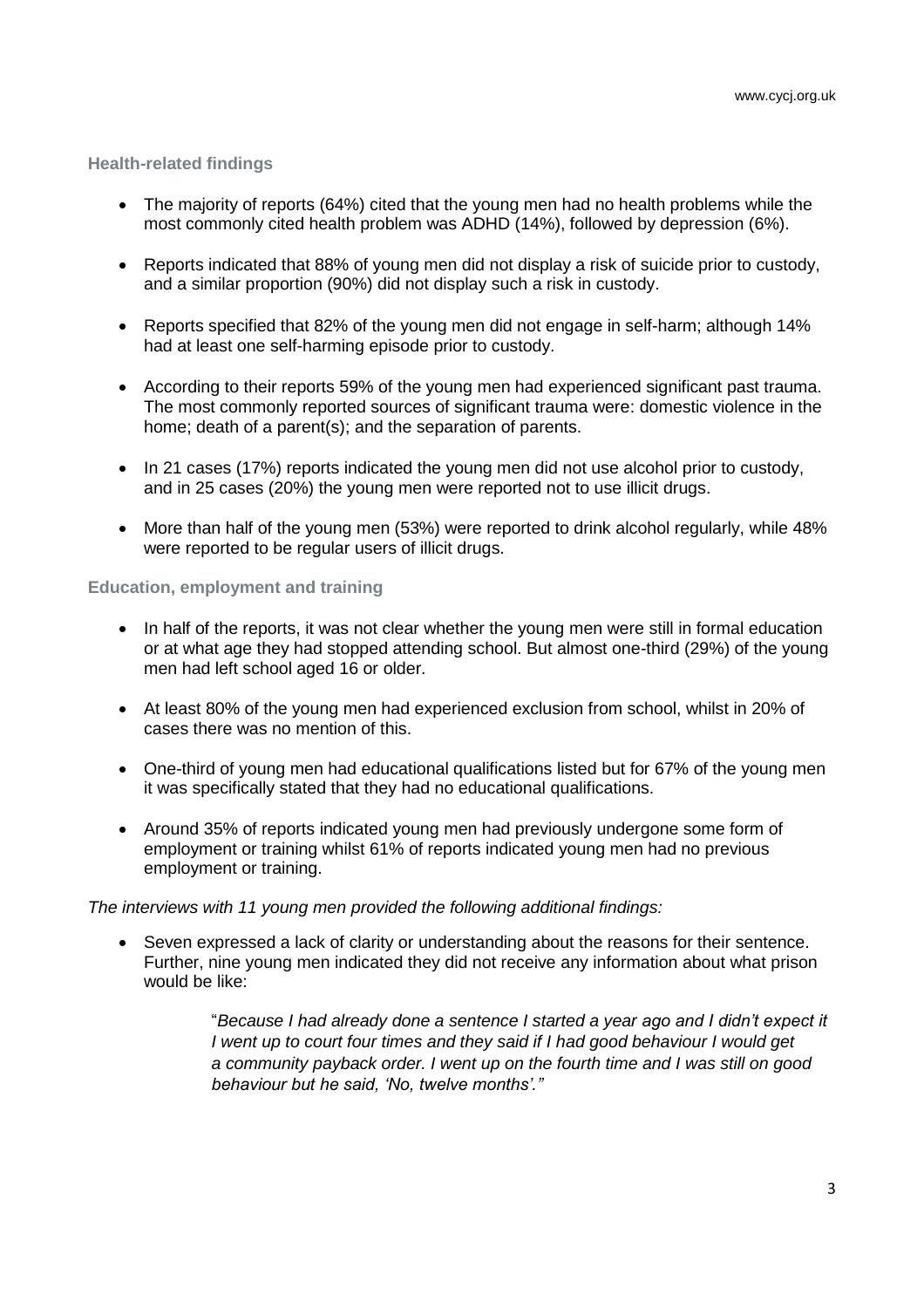### Health-related findings

- The majority of reports (64%) cited that the young men had no health problems while the most commonly cited health problem was ADHD (14%), followed by depression (6%).
- Reports indicated that 88% of young men did not display a risk of suicide prior to custody, and a similar proportion (90%) did not display such a risk in custody.
- Reports specified that 82% of the young men did not engage in self-harm; although 14% had at least one self-harming episode prior to custody.
- According to their reports 59% of the young men had experienced significant past trauma. The most commonly reported sources of significant trauma were: domestic violence in the home; death of a parent(s); and the separation of parents.
- In 21 cases (17%) reports indicated the young men did not use alcohol prior to custody, and in 25 cases (20%) the young men were reported not to use illicit drugs.
- More than half of the young men (53%) were reported to drink alcohol regularly, while 48% were reported to be regular users of illicit drugs.

### Education, employment and training

- In half of the reports, it was not clear whether the young men were still in formal education or at what age they had stopped attending school. But almost one-third (29%) of the young men had left school aged 16 or older.
- At least 80% of the young men had experienced exclusion from school, whilst in 20% of cases there was no mention of this.
- One-third of young men had educational qualifications listed but for 67% of the young men it was specifically stated that they had no educational qualifications.
- Around 35% of reports indicated young men had previously undergone some form of employment or training whilst 61% of reports indicated young men had no previous employment or training.

*The interviews with 11 young men provided the following additional findings:*

- Seven expressed a lack of clarity or understanding about the reasons for their sentence. Further, nine young men indicated they did not receive any information about what prison would be like:

  > "*Because I had already done a sentence I started a year ago and I didn't expect it I went up to court four times and they said if I had good behaviour I would get a community payback order. I went up on the fourth time and I was still on good behaviour but he said, 'No, twelve months'."*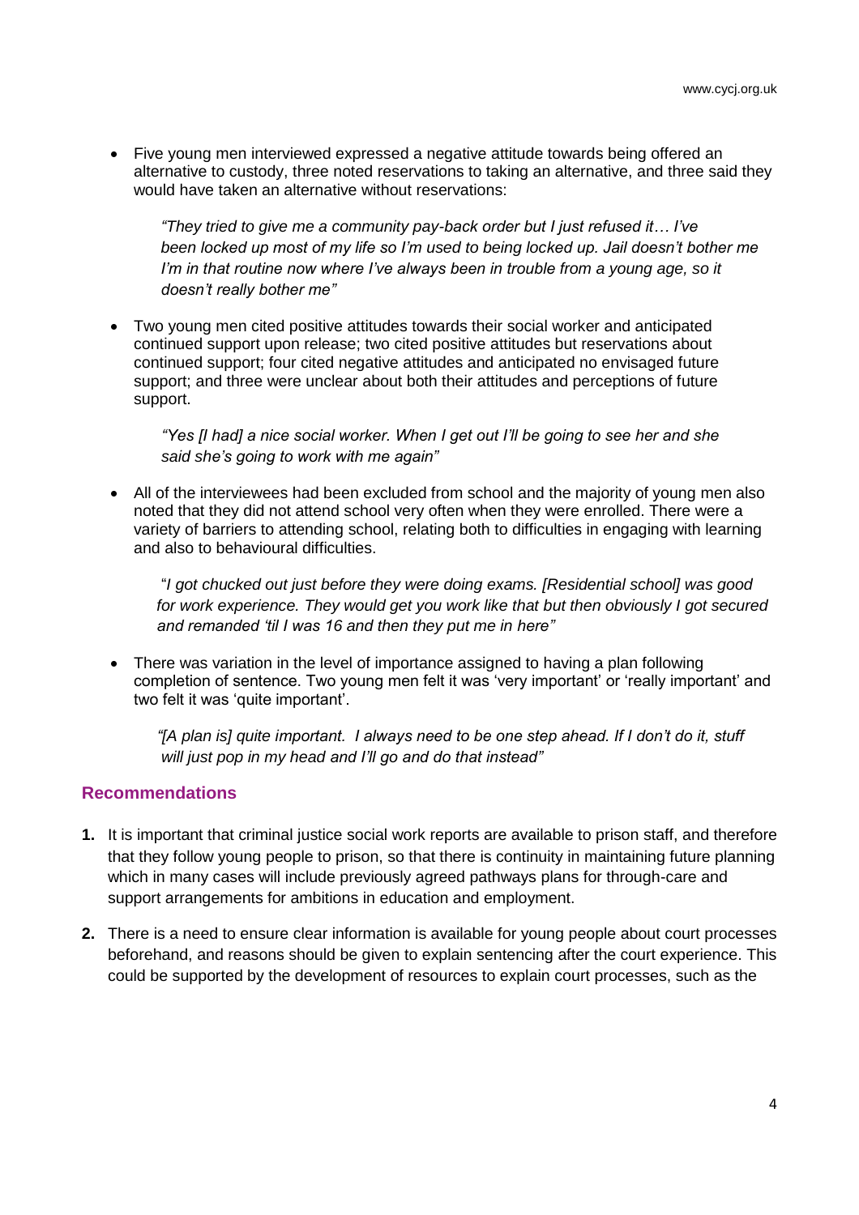- Five young men interviewed expressed a negative attitude towards being offered an alternative to custody, three noted reservations to taking an alternative, and three said they would have taken an alternative without reservations:

  *"They tried to give me a community pay-back order but I just refused it… I've been locked up most of my life so I'm used to being locked up. Jail doesn't bother me I'm in that routine now where I've always been in trouble from a young age, so it doesn't really bother me"*

- Two young men cited positive attitudes towards their social worker and anticipated continued support upon release; two cited positive attitudes but reservations about continued support; four cited negative attitudes and anticipated no envisaged future support; and three were unclear about both their attitudes and perceptions of future support.

  *"Yes [I had] a nice social worker. When I get out I'll be going to see her and she said she's going to work with me again"*

- All of the interviewees had been excluded from school and the majority of young men also noted that they did not attend school very often when they were enrolled. There were a variety of barriers to attending school, relating both to difficulties in engaging with learning and also to behavioural difficulties.

  "*I got chucked out just before they were doing exams. [Residential school] was good for work experience. They would get you work like that but then obviously I got secured and remanded 'til I was 16 and then they put me in here"*

- There was variation in the level of importance assigned to having a plan following completion of sentence. Two young men felt it was 'very important' or 'really important' and two felt it was 'quite important'.

  *"[A plan is] quite important. I always need to be one step ahead. If I don't do it, stuff will just pop in my head and I'll go and do that instead"*

## Recommendations

1. It is important that criminal justice social work reports are available to prison staff, and therefore that they follow young people to prison, so that there is continuity in maintaining future planning which in many cases will include previously agreed pathways plans for through-care and support arrangements for ambitions in education and employment.

2. There is a need to ensure clear information is available for young people about court processes beforehand, and reasons should be given to explain sentencing after the court experience. This could be supported by the development of resources to explain court processes, such as the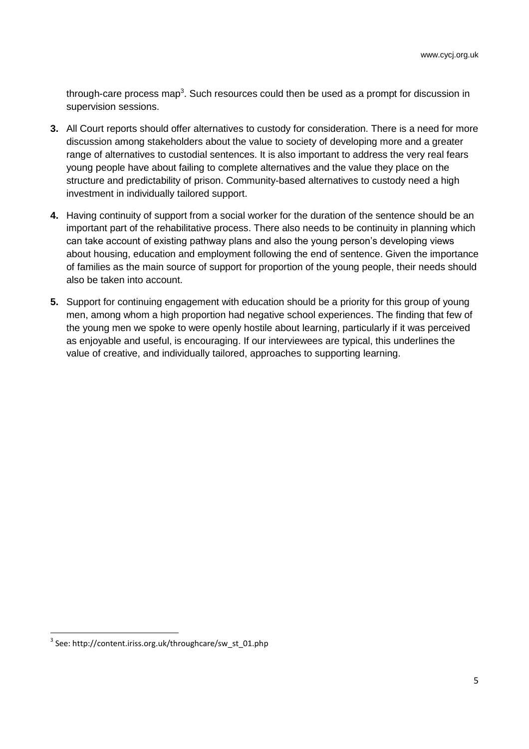through-care process map[3]. Such resources could then be used as a prompt for discussion in supervision sessions.

3. All Court reports should offer alternatives to custody for consideration. There is a need for more discussion among stakeholders about the value to society of developing more and a greater range of alternatives to custodial sentences. It is also important to address the very real fears young people have about failing to complete alternatives and the value they place on the structure and predictability of prison. Community-based alternatives to custody need a high investment in individually tailored support.

4. Having continuity of support from a social worker for the duration of the sentence should be an important part of the rehabilitative process. There also needs to be continuity in planning which can take account of existing pathway plans and also the young person's developing views about housing, education and employment following the end of sentence. Given the importance of families as the main source of support for proportion of the young people, their needs should also be taken into account.

5. Support for continuing engagement with education should be a priority for this group of young men, among whom a high proportion had negative school experiences. The finding that few of the young men we spoke to were openly hostile about learning, particularly if it was perceived as enjoyable and useful, is encouraging. If our interviewees are typical, this underlines the value of creative, and individually tailored, approaches to supporting learning.

[3] See: http://content.iriss.org.uk/throughcare/sw_st_01.php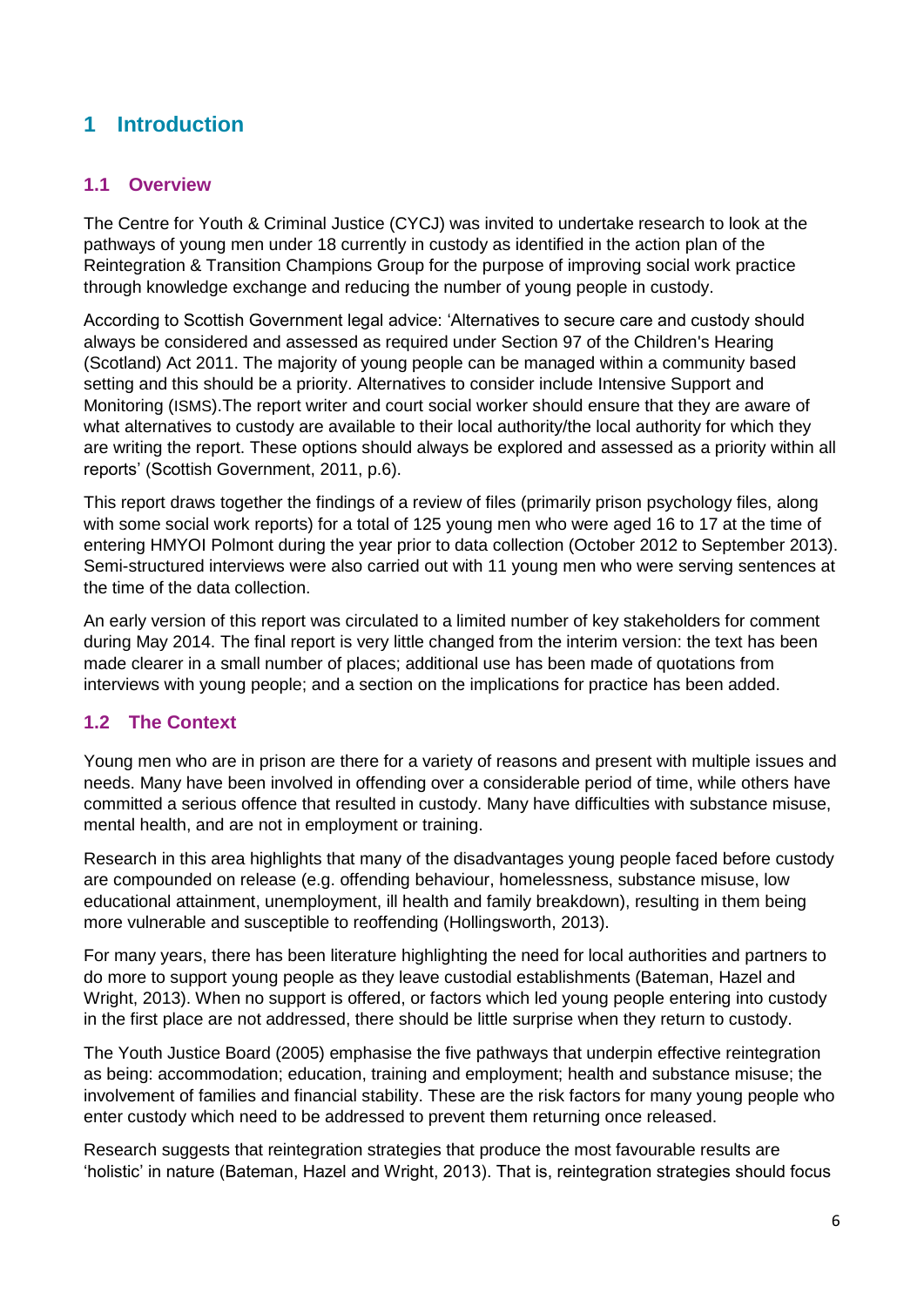# 1 Introduction

## 1.1 Overview

The Centre for Youth & Criminal Justice (CYCJ) was invited to undertake research to look at the pathways of young men under 18 currently in custody as identified in the action plan of the Reintegration & Transition Champions Group for the purpose of improving social work practice through knowledge exchange and reducing the number of young people in custody.

According to Scottish Government legal advice: 'Alternatives to secure care and custody should always be considered and assessed as required under Section 97 of the Children's Hearing (Scotland) Act 2011. The majority of young people can be managed within a community based setting and this should be a priority. Alternatives to consider include Intensive Support and Monitoring (ISMS).The report writer and court social worker should ensure that they are aware of what alternatives to custody are available to their local authority/the local authority for which they are writing the report. These options should always be explored and assessed as a priority within all reports' (Scottish Government, 2011, p.6).

This report draws together the findings of a review of files (primarily prison psychology files, along with some social work reports) for a total of 125 young men who were aged 16 to 17 at the time of entering HMYOI Polmont during the year prior to data collection (October 2012 to September 2013). Semi-structured interviews were also carried out with 11 young men who were serving sentences at the time of the data collection.

An early version of this report was circulated to a limited number of key stakeholders for comment during May 2014. The final report is very little changed from the interim version: the text has been made clearer in a small number of places; additional use has been made of quotations from interviews with young people; and a section on the implications for practice has been added.

## 1.2 The Context

Young men who are in prison are there for a variety of reasons and present with multiple issues and needs. Many have been involved in offending over a considerable period of time, while others have committed a serious offence that resulted in custody. Many have difficulties with substance misuse, mental health, and are not in employment or training.

Research in this area highlights that many of the disadvantages young people faced before custody are compounded on release (e.g. offending behaviour, homelessness, substance misuse, low educational attainment, unemployment, ill health and family breakdown), resulting in them being more vulnerable and susceptible to reoffending (Hollingsworth, 2013).

For many years, there has been literature highlighting the need for local authorities and partners to do more to support young people as they leave custodial establishments (Bateman, Hazel and Wright, 2013). When no support is offered, or factors which led young people entering into custody in the first place are not addressed, there should be little surprise when they return to custody.

The Youth Justice Board (2005) emphasise the five pathways that underpin effective reintegration as being: accommodation; education, training and employment; health and substance misuse; the involvement of families and financial stability. These are the risk factors for many young people who enter custody which need to be addressed to prevent them returning once released.

Research suggests that reintegration strategies that produce the most favourable results are 'holistic' in nature (Bateman, Hazel and Wright, 2013). That is, reintegration strategies should focus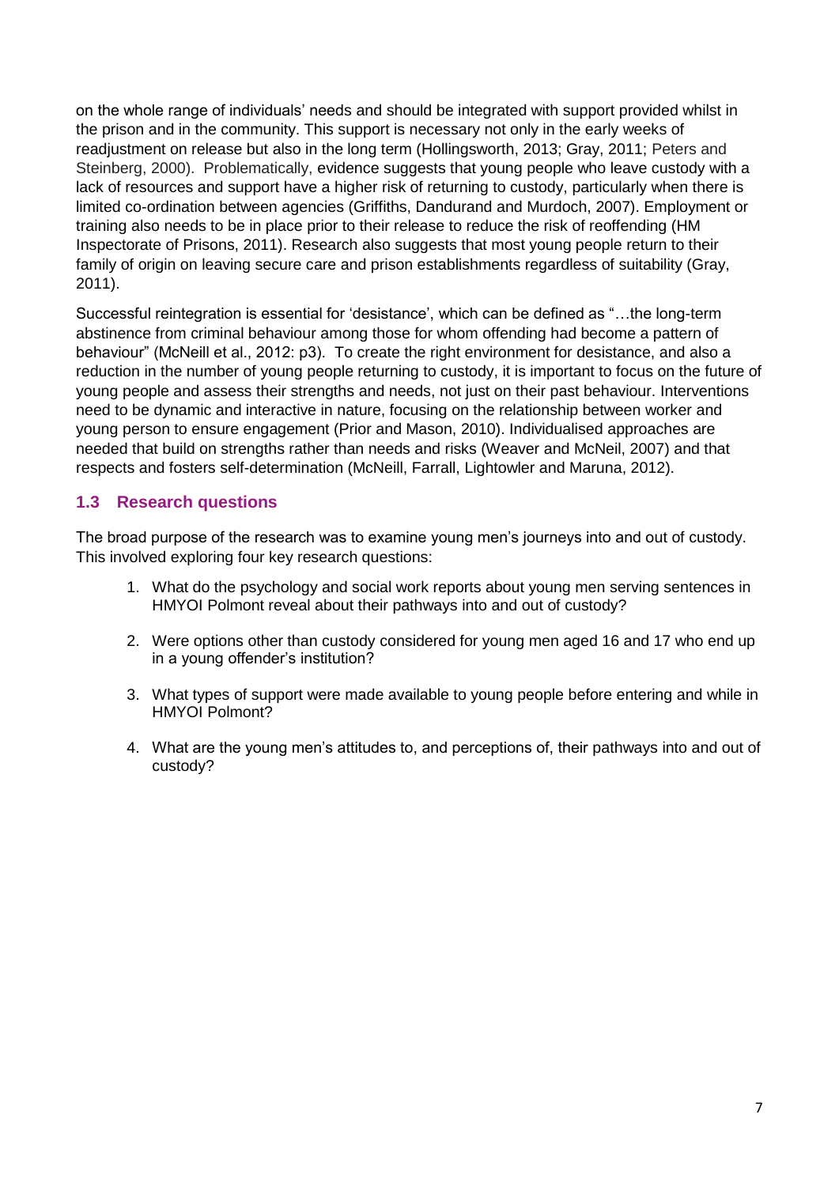on the whole range of individuals' needs and should be integrated with support provided whilst in the prison and in the community. This support is necessary not only in the early weeks of readjustment on release but also in the long term (Hollingsworth, 2013; Gray, 2011; Peters and Steinberg, 2000). Problematically, evidence suggests that young people who leave custody with a lack of resources and support have a higher risk of returning to custody, particularly when there is limited co-ordination between agencies (Griffiths, Dandurand and Murdoch, 2007). Employment or training also needs to be in place prior to their release to reduce the risk of reoffending (HM Inspectorate of Prisons, 2011). Research also suggests that most young people return to their family of origin on leaving secure care and prison establishments regardless of suitability (Gray, 2011).

Successful reintegration is essential for 'desistance', which can be defined as "…the long-term abstinence from criminal behaviour among those for whom offending had become a pattern of behaviour" (McNeill et al., 2012: p3). To create the right environment for desistance, and also a reduction in the number of young people returning to custody, it is important to focus on the future of young people and assess their strengths and needs, not just on their past behaviour. Interventions need to be dynamic and interactive in nature, focusing on the relationship between worker and young person to ensure engagement (Prior and Mason, 2010). Individualised approaches are needed that build on strengths rather than needs and risks (Weaver and McNeil, 2007) and that respects and fosters self-determination (McNeill, Farrall, Lightowler and Maruna, 2012).

### 1.3 Research questions

The broad purpose of the research was to examine young men's journeys into and out of custody. This involved exploring four key research questions:

1. What do the psychology and social work reports about young men serving sentences in HMYOI Polmont reveal about their pathways into and out of custody?
2. Were options other than custody considered for young men aged 16 and 17 who end up in a young offender's institution?
3. What types of support were made available to young people before entering and while in HMYOI Polmont?
4. What are the young men's attitudes to, and perceptions of, their pathways into and out of custody?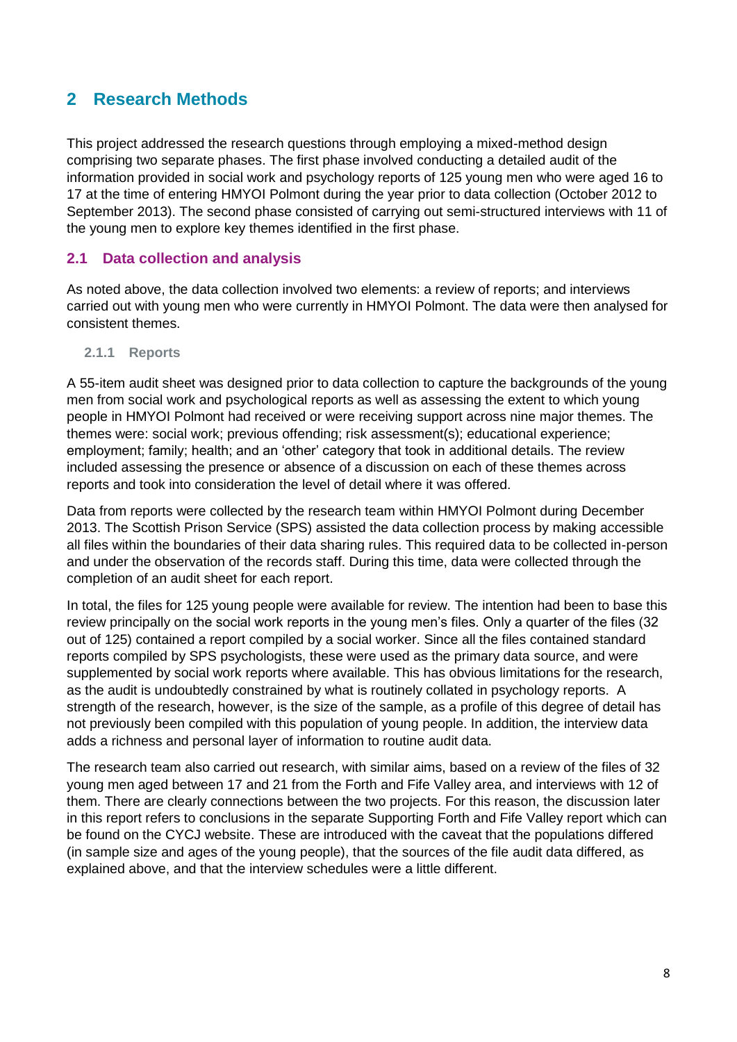## 2 Research Methods

This project addressed the research questions through employing a mixed-method design comprising two separate phases. The first phase involved conducting a detailed audit of the information provided in social work and psychology reports of 125 young men who were aged 16 to 17 at the time of entering HMYOI Polmont during the year prior to data collection (October 2012 to September 2013). The second phase consisted of carrying out semi-structured interviews with 11 of the young men to explore key themes identified in the first phase.

### 2.1 Data collection and analysis

As noted above, the data collection involved two elements: a review of reports; and interviews carried out with young men who were currently in HMYOI Polmont. The data were then analysed for consistent themes.

#### 2.1.1 Reports

A 55-item audit sheet was designed prior to data collection to capture the backgrounds of the young men from social work and psychological reports as well as assessing the extent to which young people in HMYOI Polmont had received or were receiving support across nine major themes. The themes were: social work; previous offending; risk assessment(s); educational experience; employment; family; health; and an 'other' category that took in additional details. The review included assessing the presence or absence of a discussion on each of these themes across reports and took into consideration the level of detail where it was offered.

Data from reports were collected by the research team within HMYOI Polmont during December 2013. The Scottish Prison Service (SPS) assisted the data collection process by making accessible all files within the boundaries of their data sharing rules. This required data to be collected in-person and under the observation of the records staff. During this time, data were collected through the completion of an audit sheet for each report.

In total, the files for 125 young people were available for review. The intention had been to base this review principally on the social work reports in the young men's files. Only a quarter of the files (32 out of 125) contained a report compiled by a social worker. Since all the files contained standard reports compiled by SPS psychologists, these were used as the primary data source, and were supplemented by social work reports where available. This has obvious limitations for the research, as the audit is undoubtedly constrained by what is routinely collated in psychology reports. A strength of the research, however, is the size of the sample, as a profile of this degree of detail has not previously been compiled with this population of young people. In addition, the interview data adds a richness and personal layer of information to routine audit data.

The research team also carried out research, with similar aims, based on a review of the files of 32 young men aged between 17 and 21 from the Forth and Fife Valley area, and interviews with 12 of them. There are clearly connections between the two projects. For this reason, the discussion later in this report refers to conclusions in the separate Supporting Forth and Fife Valley report which can be found on the CYCJ website. These are introduced with the caveat that the populations differed (in sample size and ages of the young people), that the sources of the file audit data differed, as explained above, and that the interview schedules were a little different.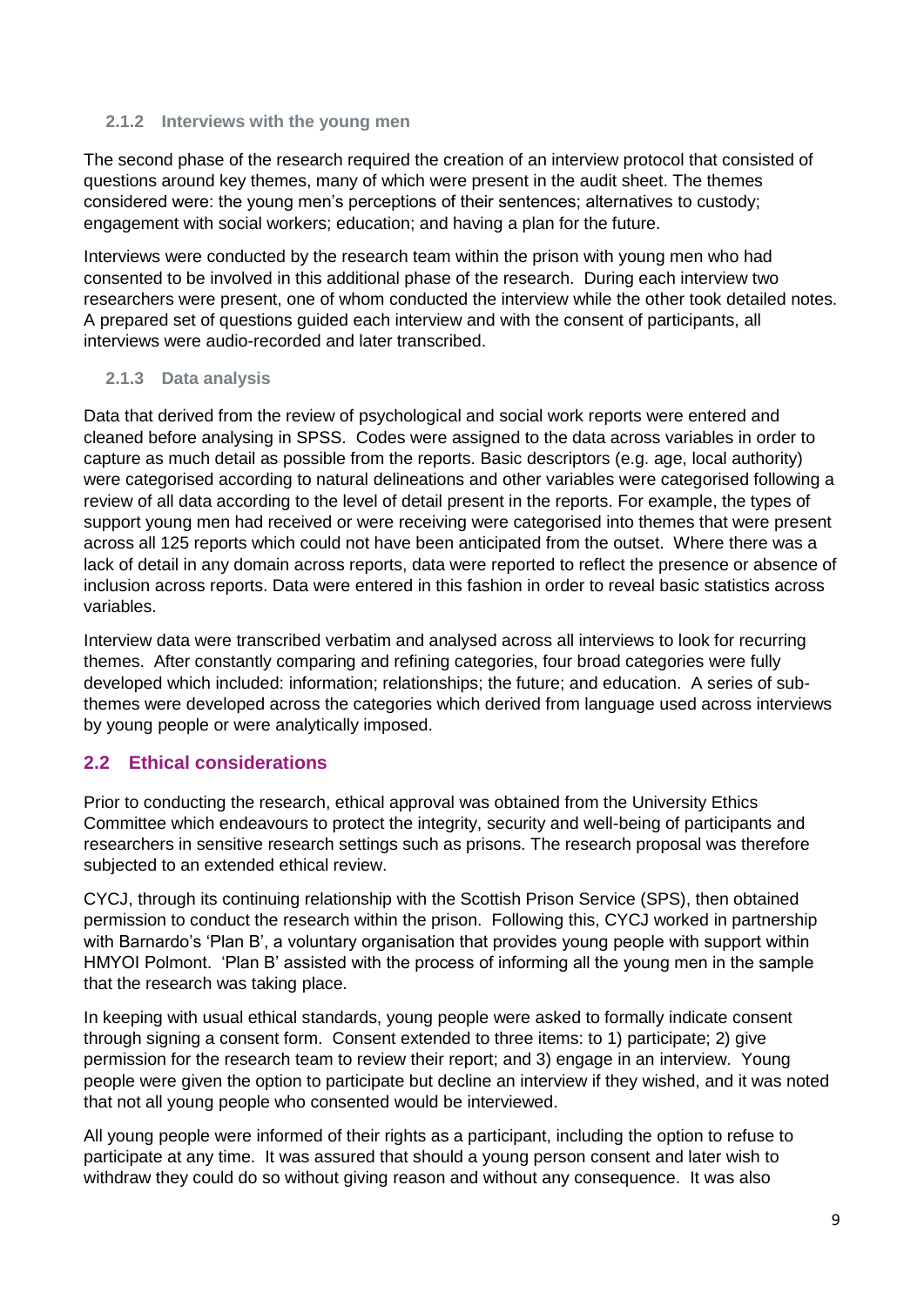#### 2.1.2 Interviews with the young men

The second phase of the research required the creation of an interview protocol that consisted of questions around key themes, many of which were present in the audit sheet. The themes considered were: the young men's perceptions of their sentences; alternatives to custody; engagement with social workers; education; and having a plan for the future.

Interviews were conducted by the research team within the prison with young men who had consented to be involved in this additional phase of the research. During each interview two researchers were present, one of whom conducted the interview while the other took detailed notes. A prepared set of questions guided each interview and with the consent of participants, all interviews were audio-recorded and later transcribed.

#### 2.1.3 Data analysis

Data that derived from the review of psychological and social work reports were entered and cleaned before analysing in SPSS. Codes were assigned to the data across variables in order to capture as much detail as possible from the reports. Basic descriptors (e.g. age, local authority) were categorised according to natural delineations and other variables were categorised following a review of all data according to the level of detail present in the reports. For example, the types of support young men had received or were receiving were categorised into themes that were present across all 125 reports which could not have been anticipated from the outset. Where there was a lack of detail in any domain across reports, data were reported to reflect the presence or absence of inclusion across reports. Data were entered in this fashion in order to reveal basic statistics across variables.

Interview data were transcribed verbatim and analysed across all interviews to look for recurring themes. After constantly comparing and refining categories, four broad categories were fully developed which included: information; relationships; the future; and education. A series of sub-themes were developed across the categories which derived from language used across interviews by young people or were analytically imposed.

### 2.2 Ethical considerations

Prior to conducting the research, ethical approval was obtained from the University Ethics Committee which endeavours to protect the integrity, security and well-being of participants and researchers in sensitive research settings such as prisons. The research proposal was therefore subjected to an extended ethical review.

CYCJ, through its continuing relationship with the Scottish Prison Service (SPS), then obtained permission to conduct the research within the prison. Following this, CYCJ worked in partnership with Barnardo's 'Plan B', a voluntary organisation that provides young people with support within HMYOI Polmont. 'Plan B' assisted with the process of informing all the young men in the sample that the research was taking place.

In keeping with usual ethical standards, young people were asked to formally indicate consent through signing a consent form. Consent extended to three items: to 1) participate; 2) give permission for the research team to review their report; and 3) engage in an interview. Young people were given the option to participate but decline an interview if they wished, and it was noted that not all young people who consented would be interviewed.

All young people were informed of their rights as a participant, including the option to refuse to participate at any time. It was assured that should a young person consent and later wish to withdraw they could do so without giving reason and without any consequence. It was also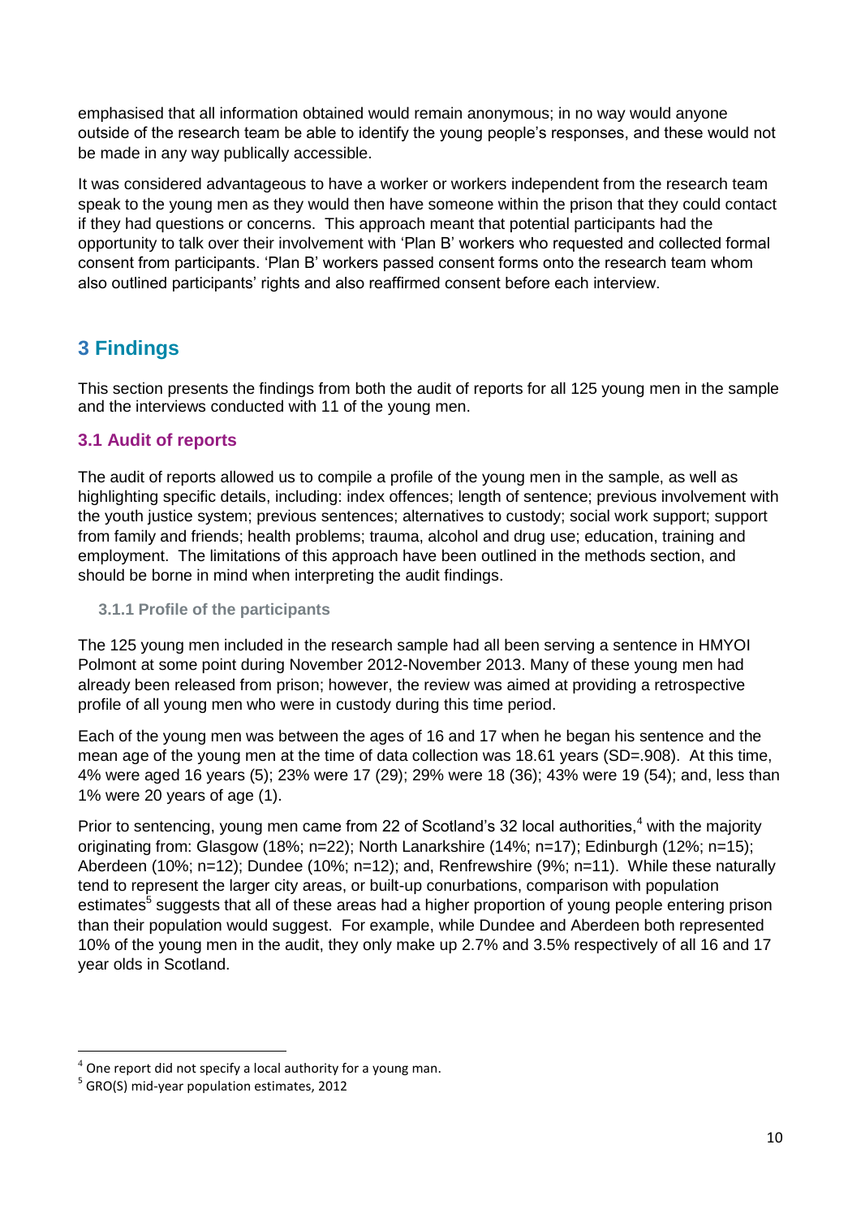emphasised that all information obtained would remain anonymous; in no way would anyone outside of the research team be able to identify the young people's responses, and these would not be made in any way publically accessible.

It was considered advantageous to have a worker or workers independent from the research team speak to the young men as they would then have someone within the prison that they could contact if they had questions or concerns. This approach meant that potential participants had the opportunity to talk over their involvement with 'Plan B' workers who requested and collected formal consent from participants. 'Plan B' workers passed consent forms onto the research team whom also outlined participants' rights and also reaffirmed consent before each interview.

## 3 Findings

This section presents the findings from both the audit of reports for all 125 young men in the sample and the interviews conducted with 11 of the young men.

### 3.1 Audit of reports

The audit of reports allowed us to compile a profile of the young men in the sample, as well as highlighting specific details, including: index offences; length of sentence; previous involvement with the youth justice system; previous sentences; alternatives to custody; social work support; support from family and friends; health problems; trauma, alcohol and drug use; education, training and employment. The limitations of this approach have been outlined in the methods section, and should be borne in mind when interpreting the audit findings.

#### 3.1.1 Profile of the participants

The 125 young men included in the research sample had all been serving a sentence in HMYOI Polmont at some point during November 2012-November 2013. Many of these young men had already been released from prison; however, the review was aimed at providing a retrospective profile of all young men who were in custody during this time period.

Each of the young men was between the ages of 16 and 17 when he began his sentence and the mean age of the young men at the time of data collection was 18.61 years (SD=.908). At this time, 4% were aged 16 years (5); 23% were 17 (29); 29% were 18 (36); 43% were 19 (54); and, less than 1% were 20 years of age (1).

Prior to sentencing, young men came from 22 of Scotland's 32 local authorities,[4] with the majority originating from: Glasgow (18%; n=22); North Lanarkshire (14%; n=17); Edinburgh (12%; n=15); Aberdeen (10%; n=12); Dundee (10%; n=12); and, Renfrewshire (9%; n=11). While these naturally tend to represent the larger city areas, or built-up conurbations, comparison with population estimates[5] suggests that all of these areas had a higher proportion of young people entering prison than their population would suggest. For example, while Dundee and Aberdeen both represented 10% of the young men in the audit, they only make up 2.7% and 3.5% respectively of all 16 and 17 year olds in Scotland.

---

[4] One report did not specify a local authority for a young man.

[5] GRO(S) mid-year population estimates, 2012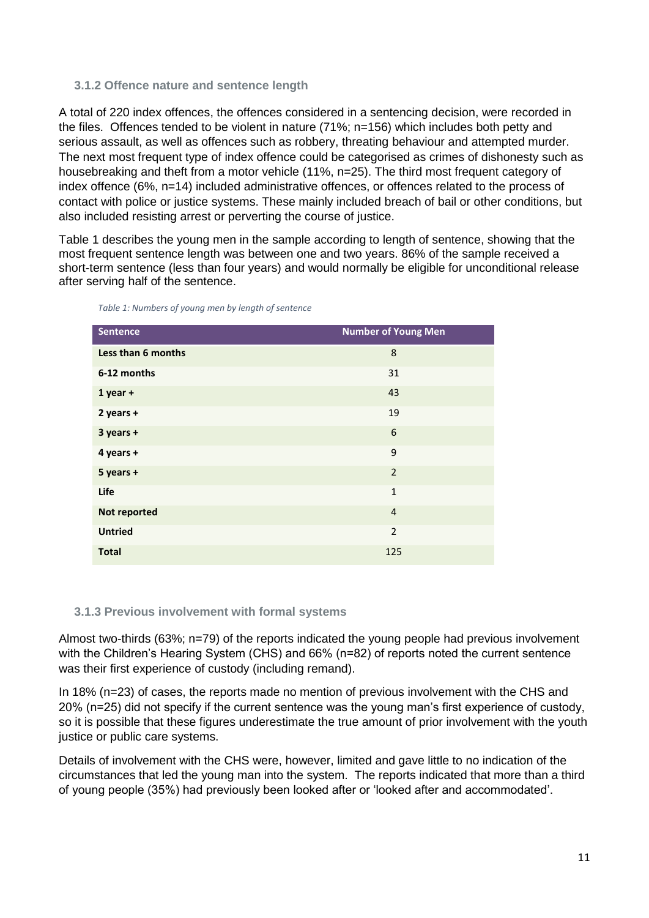### 3.1.2 Offence nature and sentence length

A total of 220 index offences, the offences considered in a sentencing decision, were recorded in the files. Offences tended to be violent in nature (71%; n=156) which includes both petty and serious assault, as well as offences such as robbery, threating behaviour and attempted murder. The next most frequent type of index offence could be categorised as crimes of dishonesty such as housebreaking and theft from a motor vehicle (11%, n=25). The third most frequent category of index offence (6%, n=14) included administrative offences, or offences related to the process of contact with police or justice systems. These mainly included breach of bail or other conditions, but also included resisting arrest or perverting the course of justice.

Table 1 describes the young men in the sample according to length of sentence, showing that the most frequent sentence length was between one and two years. 86% of the sample received a short-term sentence (less than four years) and would normally be eligible for unconditional release after serving half of the sentence.

*Table 1: Numbers of young men by length of sentence*

| Sentence | Number of Young Men |
|---|---|
| **Less than 6 months** | 8 |
| **6-12 months** | 31 |
| **1 year +** | 43 |
| **2 years +** | 19 |
| **3 years +** | 6 |
| **4 years +** | 9 |
| **5 years +** | 2 |
| **Life** | 1 |
| **Not reported** | 4 |
| **Untried** | 2 |
| **Total** | 125 |

### 3.1.3 Previous involvement with formal systems

Almost two-thirds (63%; n=79) of the reports indicated the young people had previous involvement with the Children's Hearing System (CHS) and 66% (n=82) of reports noted the current sentence was their first experience of custody (including remand).

In 18% (n=23) of cases, the reports made no mention of previous involvement with the CHS and 20% (n=25) did not specify if the current sentence was the young man's first experience of custody, so it is possible that these figures underestimate the true amount of prior involvement with the youth justice or public care systems.

Details of involvement with the CHS were, however, limited and gave little to no indication of the circumstances that led the young man into the system. The reports indicated that more than a third of young people (35%) had previously been looked after or 'looked after and accommodated'.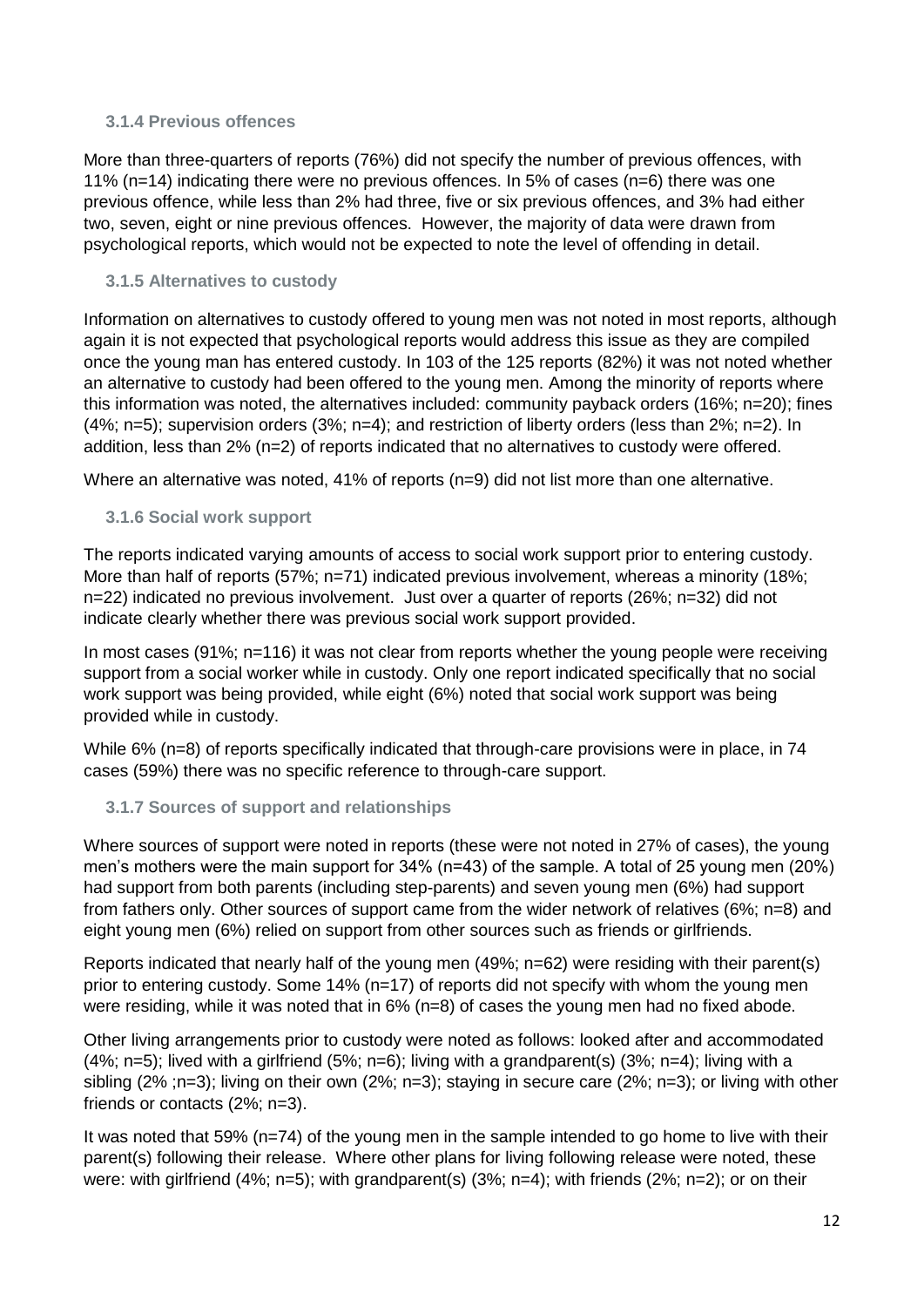### 3.1.4 Previous offences

More than three-quarters of reports (76%) did not specify the number of previous offences, with 11% (n=14) indicating there were no previous offences. In 5% of cases (n=6) there was one previous offence, while less than 2% had three, five or six previous offences, and 3% had either two, seven, eight or nine previous offences. However, the majority of data were drawn from psychological reports, which would not be expected to note the level of offending in detail.

### 3.1.5 Alternatives to custody

Information on alternatives to custody offered to young men was not noted in most reports, although again it is not expected that psychological reports would address this issue as they are compiled once the young man has entered custody. In 103 of the 125 reports (82%) it was not noted whether an alternative to custody had been offered to the young men. Among the minority of reports where this information was noted, the alternatives included: community payback orders (16%; n=20); fines (4%; n=5); supervision orders (3%; n=4); and restriction of liberty orders (less than 2%; n=2). In addition, less than 2% (n=2) of reports indicated that no alternatives to custody were offered.

Where an alternative was noted, 41% of reports (n=9) did not list more than one alternative.

### 3.1.6 Social work support

The reports indicated varying amounts of access to social work support prior to entering custody. More than half of reports (57%; n=71) indicated previous involvement, whereas a minority (18%; n=22) indicated no previous involvement. Just over a quarter of reports (26%; n=32) did not indicate clearly whether there was previous social work support provided.

In most cases (91%; n=116) it was not clear from reports whether the young people were receiving support from a social worker while in custody. Only one report indicated specifically that no social work support was being provided, while eight (6%) noted that social work support was being provided while in custody.

While 6% (n=8) of reports specifically indicated that through-care provisions were in place, in 74 cases (59%) there was no specific reference to through-care support.

### 3.1.7 Sources of support and relationships

Where sources of support were noted in reports (these were not noted in 27% of cases), the young men's mothers were the main support for 34% (n=43) of the sample. A total of 25 young men (20%) had support from both parents (including step-parents) and seven young men (6%) had support from fathers only. Other sources of support came from the wider network of relatives (6%; n=8) and eight young men (6%) relied on support from other sources such as friends or girlfriends.

Reports indicated that nearly half of the young men (49%; n=62) were residing with their parent(s) prior to entering custody. Some 14% (n=17) of reports did not specify with whom the young men were residing, while it was noted that in 6% (n=8) of cases the young men had no fixed abode.

Other living arrangements prior to custody were noted as follows: looked after and accommodated (4%; n=5); lived with a girlfriend (5%; n=6); living with a grandparent(s) (3%; n=4); living with a sibling (2% ;n=3); living on their own (2%; n=3); staying in secure care (2%; n=3); or living with other friends or contacts (2%; n=3).

It was noted that 59% (n=74) of the young men in the sample intended to go home to live with their parent(s) following their release. Where other plans for living following release were noted, these were: with girlfriend (4%; n=5); with grandparent(s) (3%; n=4); with friends (2%; n=2); or on their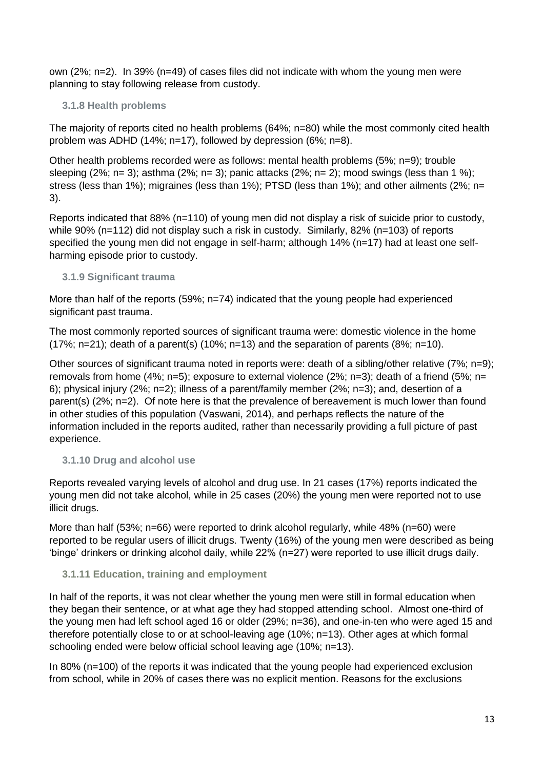own (2%; n=2). In 39% (n=49) of cases files did not indicate with whom the young men were planning to stay following release from custody.

### 3.1.8 Health problems

The majority of reports cited no health problems (64%; n=80) while the most commonly cited health problem was ADHD (14%; n=17), followed by depression (6%; n=8).

Other health problems recorded were as follows: mental health problems (5%; n=9); trouble sleeping (2%; n= 3); asthma (2%; n= 3); panic attacks (2%; n= 2); mood swings (less than 1 %); stress (less than 1%); migraines (less than 1%); PTSD (less than 1%); and other ailments (2%; n= 3).

Reports indicated that 88% (n=110) of young men did not display a risk of suicide prior to custody, while 90% (n=112) did not display such a risk in custody. Similarly, 82% (n=103) of reports specified the young men did not engage in self-harm; although 14% (n=17) had at least one self-harming episode prior to custody.

### 3.1.9 Significant trauma

More than half of the reports (59%; n=74) indicated that the young people had experienced significant past trauma.

The most commonly reported sources of significant trauma were: domestic violence in the home (17%; n=21); death of a parent(s) (10%; n=13) and the separation of parents (8%; n=10).

Other sources of significant trauma noted in reports were: death of a sibling/other relative (7%; n=9); removals from home (4%; n=5); exposure to external violence (2%; n=3); death of a friend (5%; n= 6); physical injury (2%; n=2); illness of a parent/family member (2%; n=3); and, desertion of a parent(s) (2%; n=2). Of note here is that the prevalence of bereavement is much lower than found in other studies of this population (Vaswani, 2014), and perhaps reflects the nature of the information included in the reports audited, rather than necessarily providing a full picture of past experience.

### 3.1.10 Drug and alcohol use

Reports revealed varying levels of alcohol and drug use. In 21 cases (17%) reports indicated the young men did not take alcohol, while in 25 cases (20%) the young men were reported not to use illicit drugs.

More than half (53%; n=66) were reported to drink alcohol regularly, while 48% (n=60) were reported to be regular users of illicit drugs. Twenty (16%) of the young men were described as being 'binge' drinkers or drinking alcohol daily, while 22% (n=27) were reported to use illicit drugs daily.

### 3.1.11 Education, training and employment

In half of the reports, it was not clear whether the young men were still in formal education when they began their sentence, or at what age they had stopped attending school. Almost one-third of the young men had left school aged 16 or older (29%; n=36), and one-in-ten who were aged 15 and therefore potentially close to or at school-leaving age (10%; n=13). Other ages at which formal schooling ended were below official school leaving age (10%; n=13).

In 80% (n=100) of the reports it was indicated that the young people had experienced exclusion from school, while in 20% of cases there was no explicit mention. Reasons for the exclusions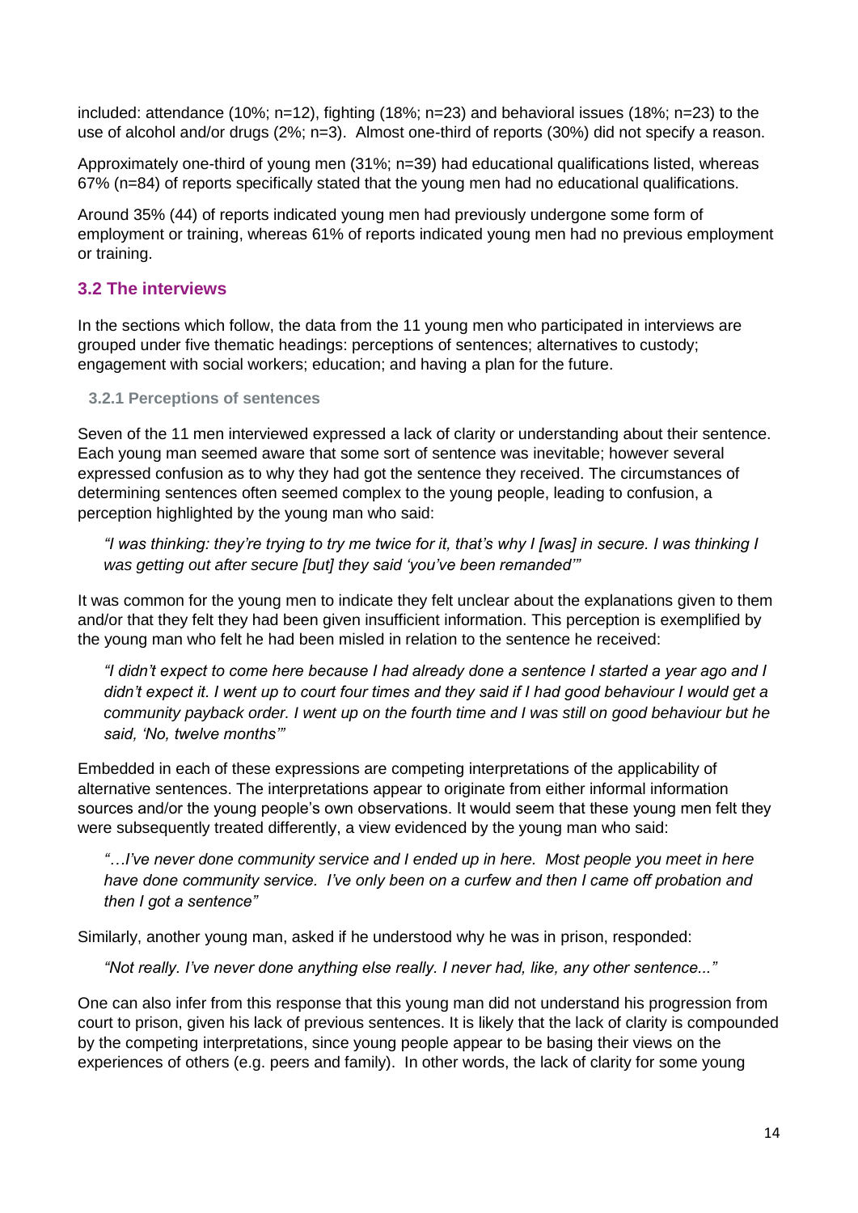included: attendance (10%; n=12), fighting (18%; n=23) and behavioral issues (18%; n=23) to the use of alcohol and/or drugs (2%; n=3). Almost one-third of reports (30%) did not specify a reason.

Approximately one-third of young men (31%; n=39) had educational qualifications listed, whereas 67% (n=84) of reports specifically stated that the young men had no educational qualifications.

Around 35% (44) of reports indicated young men had previously undergone some form of employment or training, whereas 61% of reports indicated young men had no previous employment or training.

## 3.2 The interviews

In the sections which follow, the data from the 11 young men who participated in interviews are grouped under five thematic headings: perceptions of sentences; alternatives to custody; engagement with social workers; education; and having a plan for the future.

### 3.2.1 Perceptions of sentences

Seven of the 11 men interviewed expressed a lack of clarity or understanding about their sentence. Each young man seemed aware that some sort of sentence was inevitable; however several expressed confusion as to why they had got the sentence they received. The circumstances of determining sentences often seemed complex to the young people, leading to confusion, a perception highlighted by the young man who said:

> *"I was thinking: they're trying to try me twice for it, that's why I [was] in secure. I was thinking I was getting out after secure [but] they said 'you've been remanded'"*

It was common for the young men to indicate they felt unclear about the explanations given to them and/or that they felt they had been given insufficient information. This perception is exemplified by the young man who felt he had been misled in relation to the sentence he received:

> *"I didn't expect to come here because I had already done a sentence I started a year ago and I didn't expect it. I went up to court four times and they said if I had good behaviour I would get a community payback order. I went up on the fourth time and I was still on good behaviour but he said, 'No, twelve months'"*

Embedded in each of these expressions are competing interpretations of the applicability of alternative sentences. The interpretations appear to originate from either informal information sources and/or the young people's own observations. It would seem that these young men felt they were subsequently treated differently, a view evidenced by the young man who said:

> *"…I've never done community service and I ended up in here. Most people you meet in here have done community service. I've only been on a curfew and then I came off probation and then I got a sentence"*

Similarly, another young man, asked if he understood why he was in prison, responded:

> *"Not really. I've never done anything else really. I never had, like, any other sentence..."*

One can also infer from this response that this young man did not understand his progression from court to prison, given his lack of previous sentences. It is likely that the lack of clarity is compounded by the competing interpretations, since young people appear to be basing their views on the experiences of others (e.g. peers and family). In other words, the lack of clarity for some young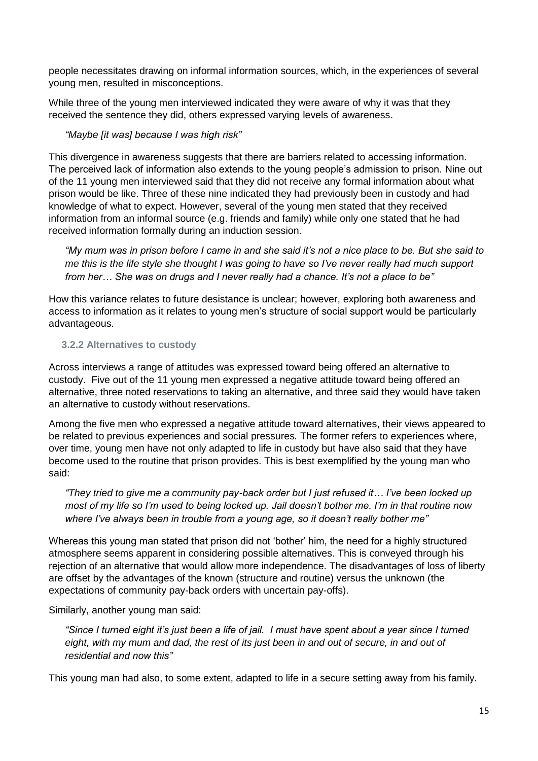people necessitates drawing on informal information sources, which, in the experiences of several young men, resulted in misconceptions.

While three of the young men interviewed indicated they were aware of why it was that they received the sentence they did, others expressed varying levels of awareness.

> *"Maybe [it was] because I was high risk"*

This divergence in awareness suggests that there are barriers related to accessing information. The perceived lack of information also extends to the young people's admission to prison. Nine out of the 11 young men interviewed said that they did not receive any formal information about what prison would be like. Three of these nine indicated they had previously been in custody and had knowledge of what to expect. However, several of the young men stated that they received information from an informal source (e.g. friends and family) while only one stated that he had received information formally during an induction session.

> *"My mum was in prison before I came in and she said it's not a nice place to be. But she said to me this is the life style she thought I was going to have so I've never really had much support from her… She was on drugs and I never really had a chance. It's not a place to be"*

How this variance relates to future desistance is unclear; however, exploring both awareness and access to information as it relates to young men's structure of social support would be particularly advantageous.

### 3.2.2 Alternatives to custody

Across interviews a range of attitudes was expressed toward being offered an alternative to custody. Five out of the 11 young men expressed a negative attitude toward being offered an alternative, three noted reservations to taking an alternative, and three said they would have taken an alternative to custody without reservations.

Among the five men who expressed a negative attitude toward alternatives, their views appeared to be related to previous experiences and social pressures. The former refers to experiences where, over time, young men have not only adapted to life in custody but have also said that they have become used to the routine that prison provides. This is best exemplified by the young man who said:

> *"They tried to give me a community pay-back order but I just refused it… I've been locked up most of my life so I'm used to being locked up. Jail doesn't bother me. I'm in that routine now where I've always been in trouble from a young age, so it doesn't really bother me"*

Whereas this young man stated that prison did not 'bother' him, the need for a highly structured atmosphere seems apparent in considering possible alternatives. This is conveyed through his rejection of an alternative that would allow more independence. The disadvantages of loss of liberty are offset by the advantages of the known (structure and routine) versus the unknown (the expectations of community pay-back orders with uncertain pay-offs).

Similarly, another young man said:

> *"Since I turned eight it's just been a life of jail. I must have spent about a year since I turned eight, with my mum and dad, the rest of its just been in and out of secure, in and out of residential and now this"*

This young man had also, to some extent, adapted to life in a secure setting away from his family.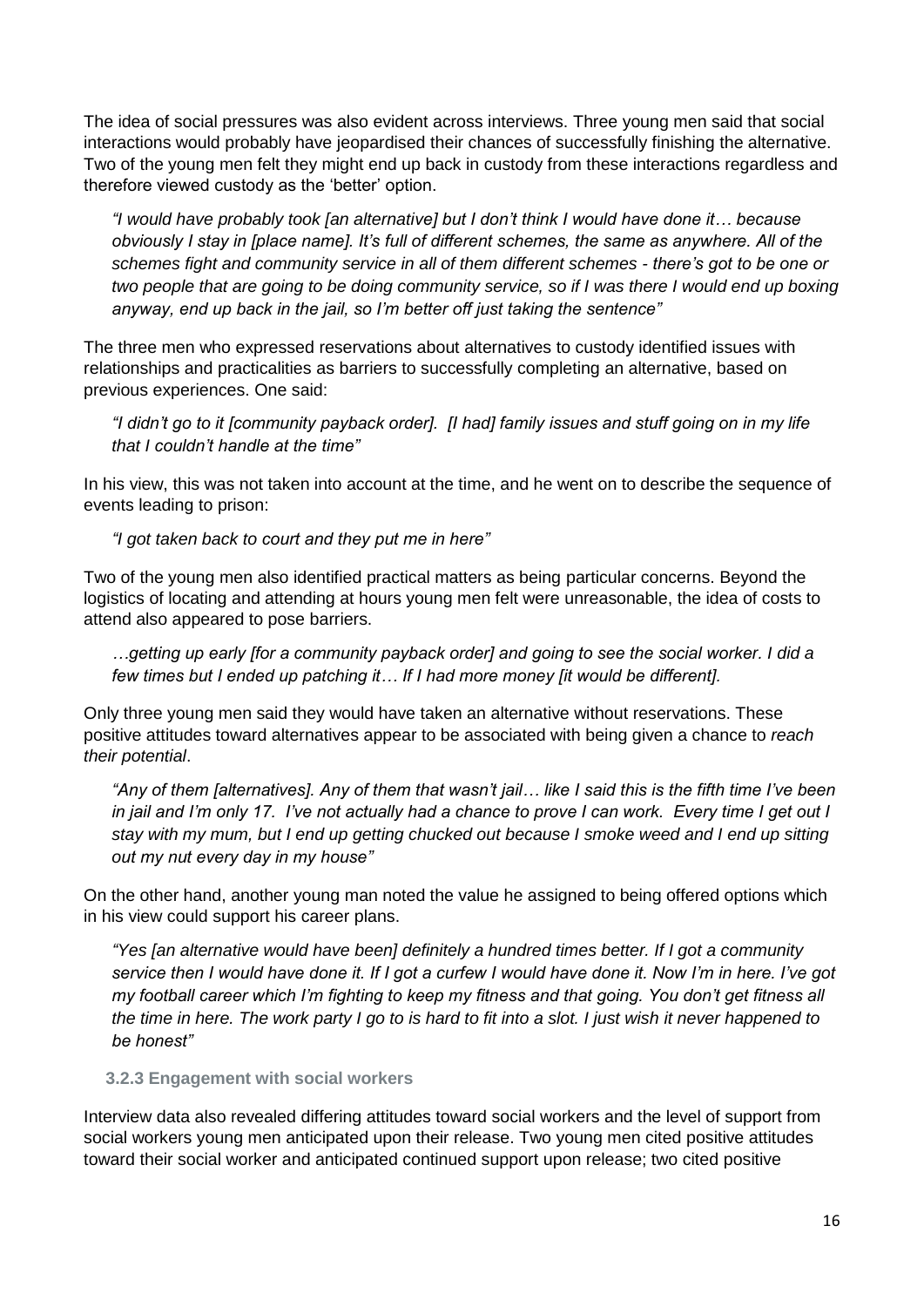The idea of social pressures was also evident across interviews. Three young men said that social interactions would probably have jeopardised their chances of successfully finishing the alternative. Two of the young men felt they might end up back in custody from these interactions regardless and therefore viewed custody as the 'better' option.

> *"I would have probably took [an alternative] but I don't think I would have done it… because obviously I stay in [place name]. It's full of different schemes, the same as anywhere. All of the schemes fight and community service in all of them different schemes - there's got to be one or two people that are going to be doing community service, so if I was there I would end up boxing anyway, end up back in the jail, so I'm better off just taking the sentence"*

The three men who expressed reservations about alternatives to custody identified issues with relationships and practicalities as barriers to successfully completing an alternative, based on previous experiences. One said:

> *"I didn't go to it [community payback order]. [I had] family issues and stuff going on in my life that I couldn't handle at the time"*

In his view, this was not taken into account at the time, and he went on to describe the sequence of events leading to prison:

> *"I got taken back to court and they put me in here"*

Two of the young men also identified practical matters as being particular concerns. Beyond the logistics of locating and attending at hours young men felt were unreasonable, the idea of costs to attend also appeared to pose barriers.

> *…getting up early [for a community payback order] and going to see the social worker. I did a few times but I ended up patching it… If I had more money [it would be different].*

Only three young men said they would have taken an alternative without reservations. These positive attitudes toward alternatives appear to be associated with being given a chance to *reach their potential*.

> *"Any of them [alternatives]. Any of them that wasn't jail… like I said this is the fifth time I've been in jail and I'm only 17. I've not actually had a chance to prove I can work. Every time I get out I stay with my mum, but I end up getting chucked out because I smoke weed and I end up sitting out my nut every day in my house"*

On the other hand, another young man noted the value he assigned to being offered options which in his view could support his career plans.

> *"Yes [an alternative would have been] definitely a hundred times better. If I got a community service then I would have done it. If I got a curfew I would have done it. Now I'm in here. I've got my football career which I'm fighting to keep my fitness and that going. You don't get fitness all the time in here. The work party I go to is hard to fit into a slot. I just wish it never happened to be honest"*

#### 3.2.3 Engagement with social workers

Interview data also revealed differing attitudes toward social workers and the level of support from social workers young men anticipated upon their release. Two young men cited positive attitudes toward their social worker and anticipated continued support upon release; two cited positive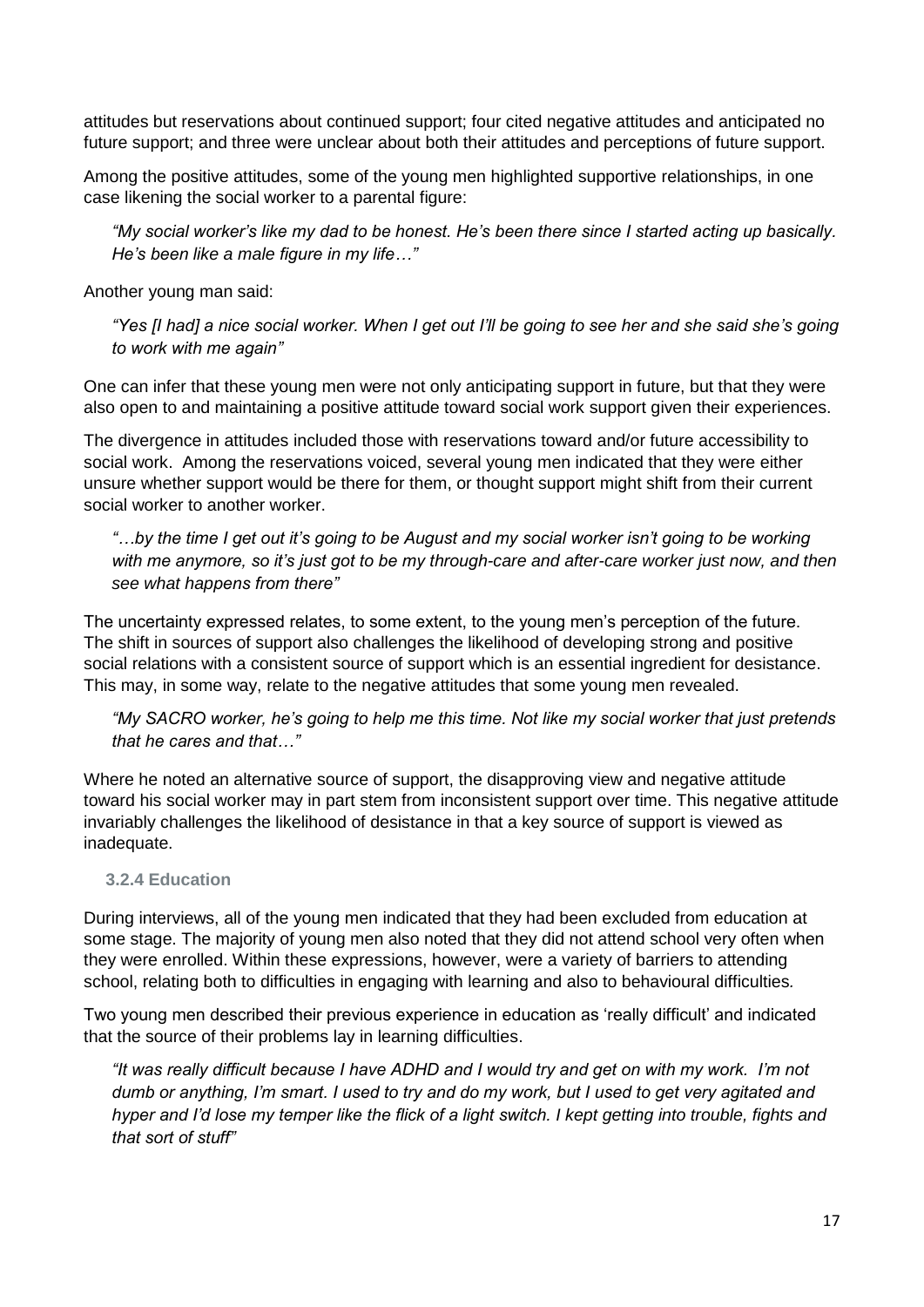attitudes but reservations about continued support; four cited negative attitudes and anticipated no future support; and three were unclear about both their attitudes and perceptions of future support.

Among the positive attitudes, some of the young men highlighted supportive relationships, in one case likening the social worker to a parental figure:

> *"My social worker's like my dad to be honest. He's been there since I started acting up basically. He's been like a male figure in my life…"*

Another young man said:

> *"Yes [I had] a nice social worker. When I get out I'll be going to see her and she said she's going to work with me again"*

One can infer that these young men were not only anticipating support in future, but that they were also open to and maintaining a positive attitude toward social work support given their experiences.

The divergence in attitudes included those with reservations toward and/or future accessibility to social work. Among the reservations voiced, several young men indicated that they were either unsure whether support would be there for them, or thought support might shift from their current social worker to another worker.

> *"…by the time I get out it's going to be August and my social worker isn't going to be working with me anymore, so it's just got to be my through-care and after-care worker just now, and then see what happens from there"*

The uncertainty expressed relates, to some extent, to the young men's perception of the future. The shift in sources of support also challenges the likelihood of developing strong and positive social relations with a consistent source of support which is an essential ingredient for desistance. This may, in some way, relate to the negative attitudes that some young men revealed.

> *"My SACRO worker, he's going to help me this time. Not like my social worker that just pretends that he cares and that…"*

Where he noted an alternative source of support, the disapproving view and negative attitude toward his social worker may in part stem from inconsistent support over time. This negative attitude invariably challenges the likelihood of desistance in that a key source of support is viewed as inadequate.

### 3.2.4 Education

During interviews, all of the young men indicated that they had been excluded from education at some stage. The majority of young men also noted that they did not attend school very often when they were enrolled. Within these expressions, however, were a variety of barriers to attending school, relating both to difficulties in engaging with learning and also to behavioural difficulties.

Two young men described their previous experience in education as 'really difficult' and indicated that the source of their problems lay in learning difficulties.

> *"It was really difficult because I have ADHD and I would try and get on with my work. I'm not dumb or anything, I'm smart. I used to try and do my work, but I used to get very agitated and hyper and I'd lose my temper like the flick of a light switch. I kept getting into trouble, fights and that sort of stuff"*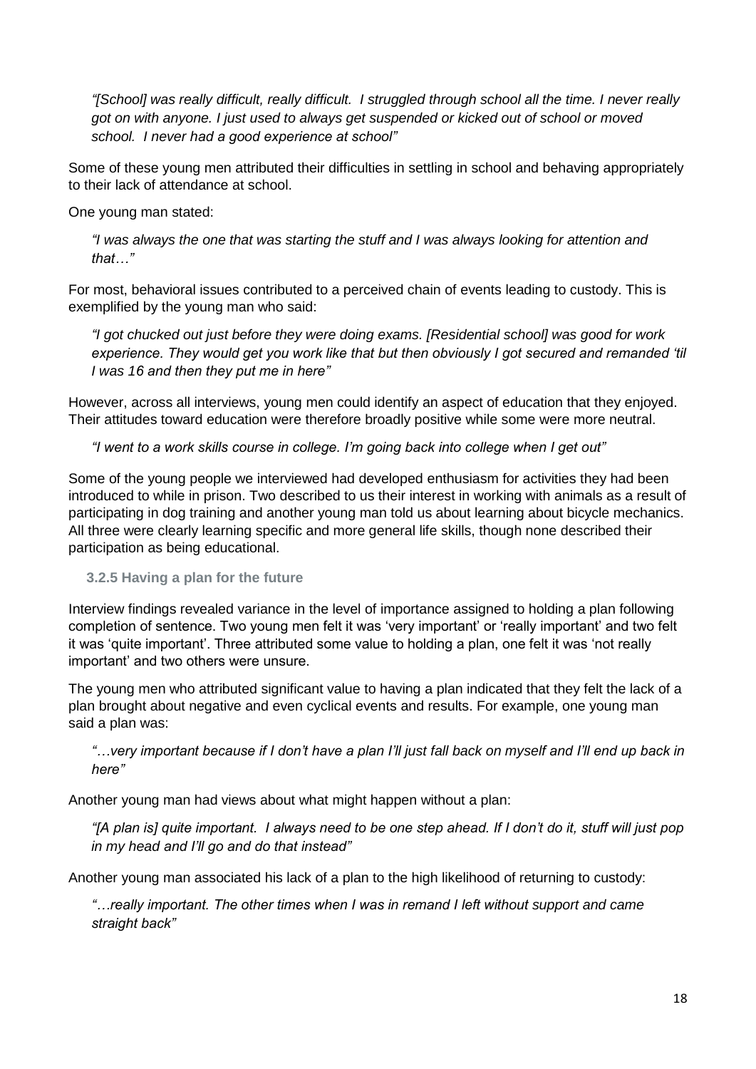> *"[School] was really difficult, really difficult. I struggled through school all the time. I never really got on with anyone. I just used to always get suspended or kicked out of school or moved school. I never had a good experience at school"*

Some of these young men attributed their difficulties in settling in school and behaving appropriately to their lack of attendance at school.

One young man stated:

> *"I was always the one that was starting the stuff and I was always looking for attention and that…"*

For most, behavioral issues contributed to a perceived chain of events leading to custody. This is exemplified by the young man who said:

> *"I got chucked out just before they were doing exams. [Residential school] was good for work experience. They would get you work like that but then obviously I got secured and remanded 'til I was 16 and then they put me in here"*

However, across all interviews, young men could identify an aspect of education that they enjoyed. Their attitudes toward education were therefore broadly positive while some were more neutral.

> *"I went to a work skills course in college. I'm going back into college when I get out"*

Some of the young people we interviewed had developed enthusiasm for activities they had been introduced to while in prison. Two described to us their interest in working with animals as a result of participating in dog training and another young man told us about learning about bicycle mechanics. All three were clearly learning specific and more general life skills, though none described their participation as being educational.

### 3.2.5 Having a plan for the future

Interview findings revealed variance in the level of importance assigned to holding a plan following completion of sentence. Two young men felt it was 'very important' or 'really important' and two felt it was 'quite important'. Three attributed some value to holding a plan, one felt it was 'not really important' and two others were unsure.

The young men who attributed significant value to having a plan indicated that they felt the lack of a plan brought about negative and even cyclical events and results. For example, one young man said a plan was:

> *"…very important because if I don't have a plan I'll just fall back on myself and I'll end up back in here"*

Another young man had views about what might happen without a plan:

> *"[A plan is] quite important. I always need to be one step ahead. If I don't do it, stuff will just pop in my head and I'll go and do that instead"*

Another young man associated his lack of a plan to the high likelihood of returning to custody:

> *"…really important. The other times when I was in remand I left without support and came straight back"*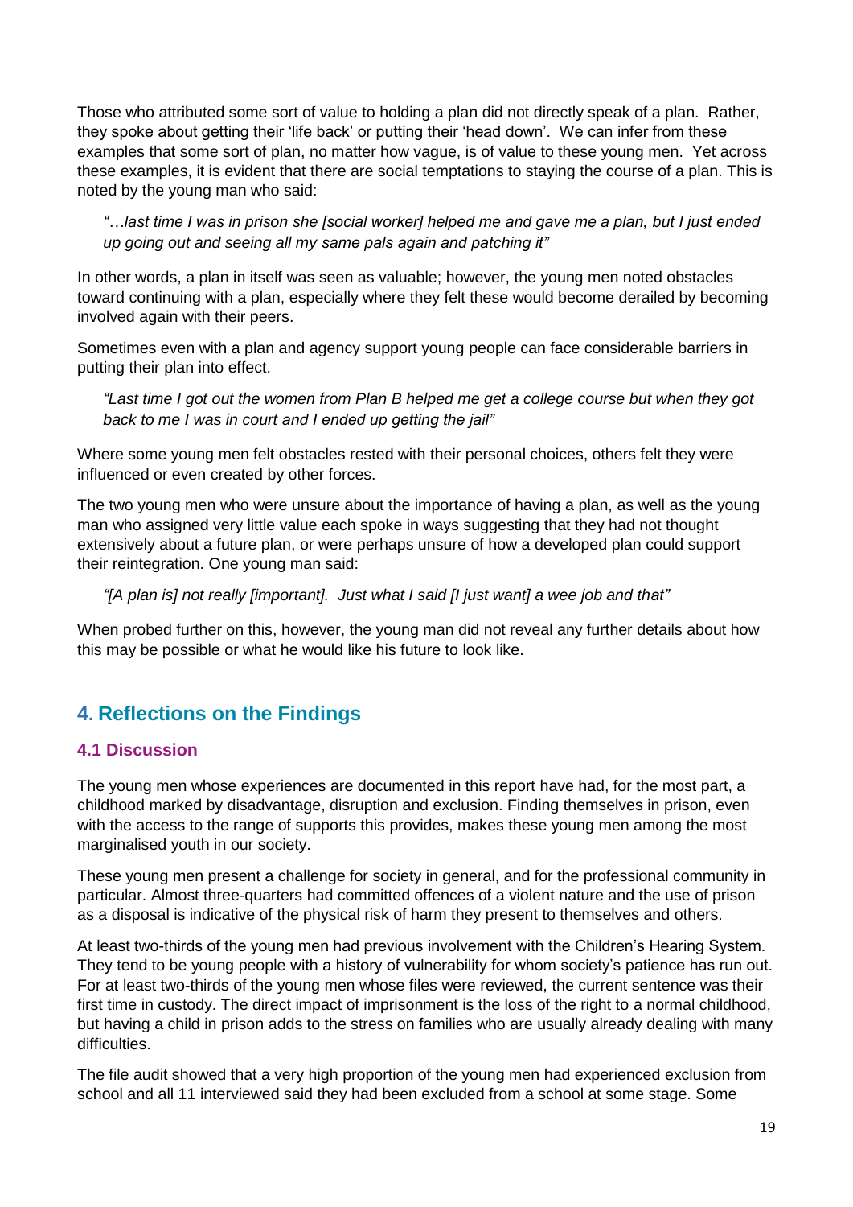Those who attributed some sort of value to holding a plan did not directly speak of a plan. Rather, they spoke about getting their 'life back' or putting their 'head down'. We can infer from these examples that some sort of plan, no matter how vague, is of value to these young men. Yet across these examples, it is evident that there are social temptations to staying the course of a plan. This is noted by the young man who said:

> *"…last time I was in prison she [social worker] helped me and gave me a plan, but I just ended up going out and seeing all my same pals again and patching it"*

In other words, a plan in itself was seen as valuable; however, the young men noted obstacles toward continuing with a plan, especially where they felt these would become derailed by becoming involved again with their peers.

Sometimes even with a plan and agency support young people can face considerable barriers in putting their plan into effect.

> *"Last time I got out the women from Plan B helped me get a college course but when they got back to me I was in court and I ended up getting the jail"*

Where some young men felt obstacles rested with their personal choices, others felt they were influenced or even created by other forces.

The two young men who were unsure about the importance of having a plan, as well as the young man who assigned very little value each spoke in ways suggesting that they had not thought extensively about a future plan, or were perhaps unsure of how a developed plan could support their reintegration. One young man said:

> *"[A plan is] not really [important]. Just what I said [I just want] a wee job and that"*

When probed further on this, however, the young man did not reveal any further details about how this may be possible or what he would like his future to look like.

## 4. Reflections on the Findings

### 4.1 Discussion

The young men whose experiences are documented in this report have had, for the most part, a childhood marked by disadvantage, disruption and exclusion. Finding themselves in prison, even with the access to the range of supports this provides, makes these young men among the most marginalised youth in our society.

These young men present a challenge for society in general, and for the professional community in particular. Almost three-quarters had committed offences of a violent nature and the use of prison as a disposal is indicative of the physical risk of harm they present to themselves and others.

At least two-thirds of the young men had previous involvement with the Children's Hearing System. They tend to be young people with a history of vulnerability for whom society's patience has run out. For at least two-thirds of the young men whose files were reviewed, the current sentence was their first time in custody. The direct impact of imprisonment is the loss of the right to a normal childhood, but having a child in prison adds to the stress on families who are usually already dealing with many difficulties.

The file audit showed that a very high proportion of the young men had experienced exclusion from school and all 11 interviewed said they had been excluded from a school at some stage. Some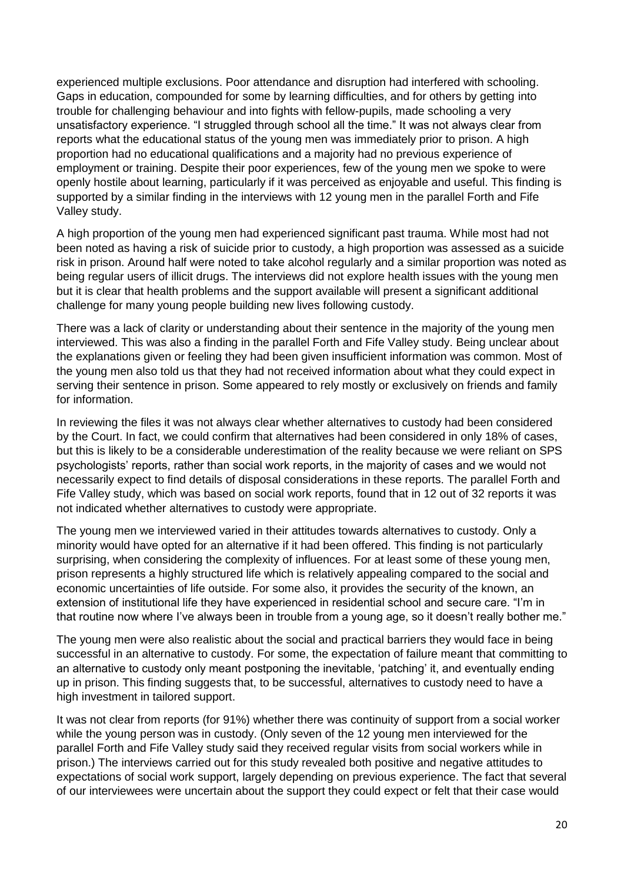experienced multiple exclusions. Poor attendance and disruption had interfered with schooling. Gaps in education, compounded for some by learning difficulties, and for others by getting into trouble for challenging behaviour and into fights with fellow-pupils, made schooling a very unsatisfactory experience. "I struggled through school all the time." It was not always clear from reports what the educational status of the young men was immediately prior to prison. A high proportion had no educational qualifications and a majority had no previous experience of employment or training. Despite their poor experiences, few of the young men we spoke to were openly hostile about learning, particularly if it was perceived as enjoyable and useful. This finding is supported by a similar finding in the interviews with 12 young men in the parallel Forth and Fife Valley study.

A high proportion of the young men had experienced significant past trauma. While most had not been noted as having a risk of suicide prior to custody, a high proportion was assessed as a suicide risk in prison. Around half were noted to take alcohol regularly and a similar proportion was noted as being regular users of illicit drugs. The interviews did not explore health issues with the young men but it is clear that health problems and the support available will present a significant additional challenge for many young people building new lives following custody.

There was a lack of clarity or understanding about their sentence in the majority of the young men interviewed. This was also a finding in the parallel Forth and Fife Valley study. Being unclear about the explanations given or feeling they had been given insufficient information was common. Most of the young men also told us that they had not received information about what they could expect in serving their sentence in prison. Some appeared to rely mostly or exclusively on friends and family for information.

In reviewing the files it was not always clear whether alternatives to custody had been considered by the Court. In fact, we could confirm that alternatives had been considered in only 18% of cases, but this is likely to be a considerable underestimation of the reality because we were reliant on SPS psychologists' reports, rather than social work reports, in the majority of cases and we would not necessarily expect to find details of disposal considerations in these reports. The parallel Forth and Fife Valley study, which was based on social work reports, found that in 12 out of 32 reports it was not indicated whether alternatives to custody were appropriate.

The young men we interviewed varied in their attitudes towards alternatives to custody. Only a minority would have opted for an alternative if it had been offered. This finding is not particularly surprising, when considering the complexity of influences. For at least some of these young men, prison represents a highly structured life which is relatively appealing compared to the social and economic uncertainties of life outside. For some also, it provides the security of the known, an extension of institutional life they have experienced in residential school and secure care. "I'm in that routine now where I've always been in trouble from a young age, so it doesn't really bother me."

The young men were also realistic about the social and practical barriers they would face in being successful in an alternative to custody. For some, the expectation of failure meant that committing to an alternative to custody only meant postponing the inevitable, 'patching' it, and eventually ending up in prison. This finding suggests that, to be successful, alternatives to custody need to have a high investment in tailored support.

It was not clear from reports (for 91%) whether there was continuity of support from a social worker while the young person was in custody. (Only seven of the 12 young men interviewed for the parallel Forth and Fife Valley study said they received regular visits from social workers while in prison.) The interviews carried out for this study revealed both positive and negative attitudes to expectations of social work support, largely depending on previous experience. The fact that several of our interviewees were uncertain about the support they could expect or felt that their case would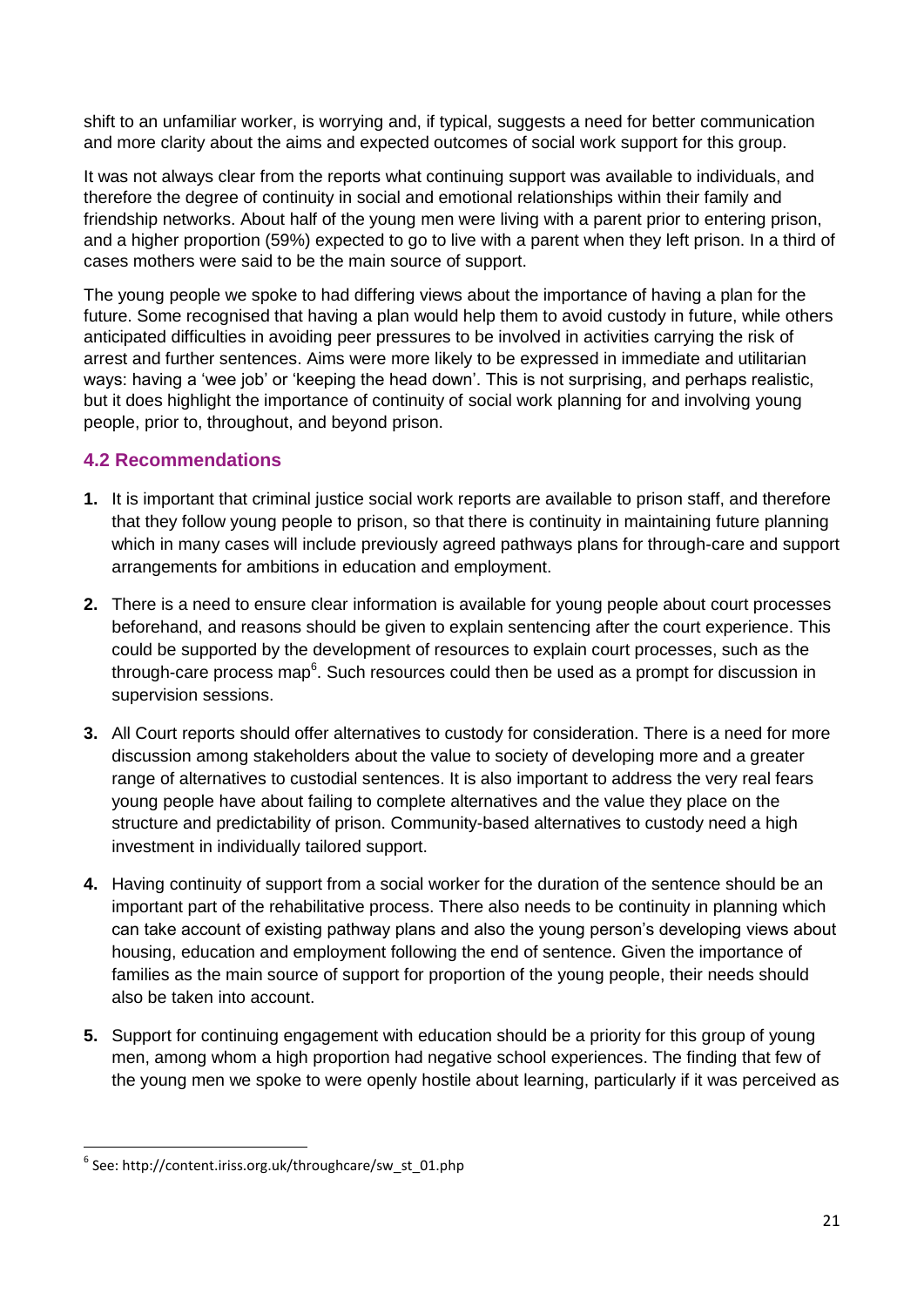shift to an unfamiliar worker, is worrying and, if typical, suggests a need for better communication and more clarity about the aims and expected outcomes of social work support for this group.

It was not always clear from the reports what continuing support was available to individuals, and therefore the degree of continuity in social and emotional relationships within their family and friendship networks. About half of the young men were living with a parent prior to entering prison, and a higher proportion (59%) expected to go to live with a parent when they left prison. In a third of cases mothers were said to be the main source of support.

The young people we spoke to had differing views about the importance of having a plan for the future. Some recognised that having a plan would help them to avoid custody in future, while others anticipated difficulties in avoiding peer pressures to be involved in activities carrying the risk of arrest and further sentences. Aims were more likely to be expressed in immediate and utilitarian ways: having a 'wee job' or 'keeping the head down'. This is not surprising, and perhaps realistic, but it does highlight the importance of continuity of social work planning for and involving young people, prior to, throughout, and beyond prison.

## 4.2 Recommendations

1. It is important that criminal justice social work reports are available to prison staff, and therefore that they follow young people to prison, so that there is continuity in maintaining future planning which in many cases will include previously agreed pathways plans for through-care and support arrangements for ambitions in education and employment.

2. There is a need to ensure clear information is available for young people about court processes beforehand, and reasons should be given to explain sentencing after the court experience. This could be supported by the development of resources to explain court processes, such as the through-care process map[6]. Such resources could then be used as a prompt for discussion in supervision sessions.

3. All Court reports should offer alternatives to custody for consideration. There is a need for more discussion among stakeholders about the value to society of developing more and a greater range of alternatives to custodial sentences. It is also important to address the very real fears young people have about failing to complete alternatives and the value they place on the structure and predictability of prison. Community-based alternatives to custody need a high investment in individually tailored support.

4. Having continuity of support from a social worker for the duration of the sentence should be an important part of the rehabilitative process. There also needs to be continuity in planning which can take account of existing pathway plans and also the young person's developing views about housing, education and employment following the end of sentence. Given the importance of families as the main source of support for proportion of the young people, their needs should also be taken into account.

5. Support for continuing engagement with education should be a priority for this group of young men, among whom a high proportion had negative school experiences. The finding that few of the young men we spoke to were openly hostile about learning, particularly if it was perceived as

---

[6] See: http://content.iriss.org.uk/throughcare/sw_st_01.php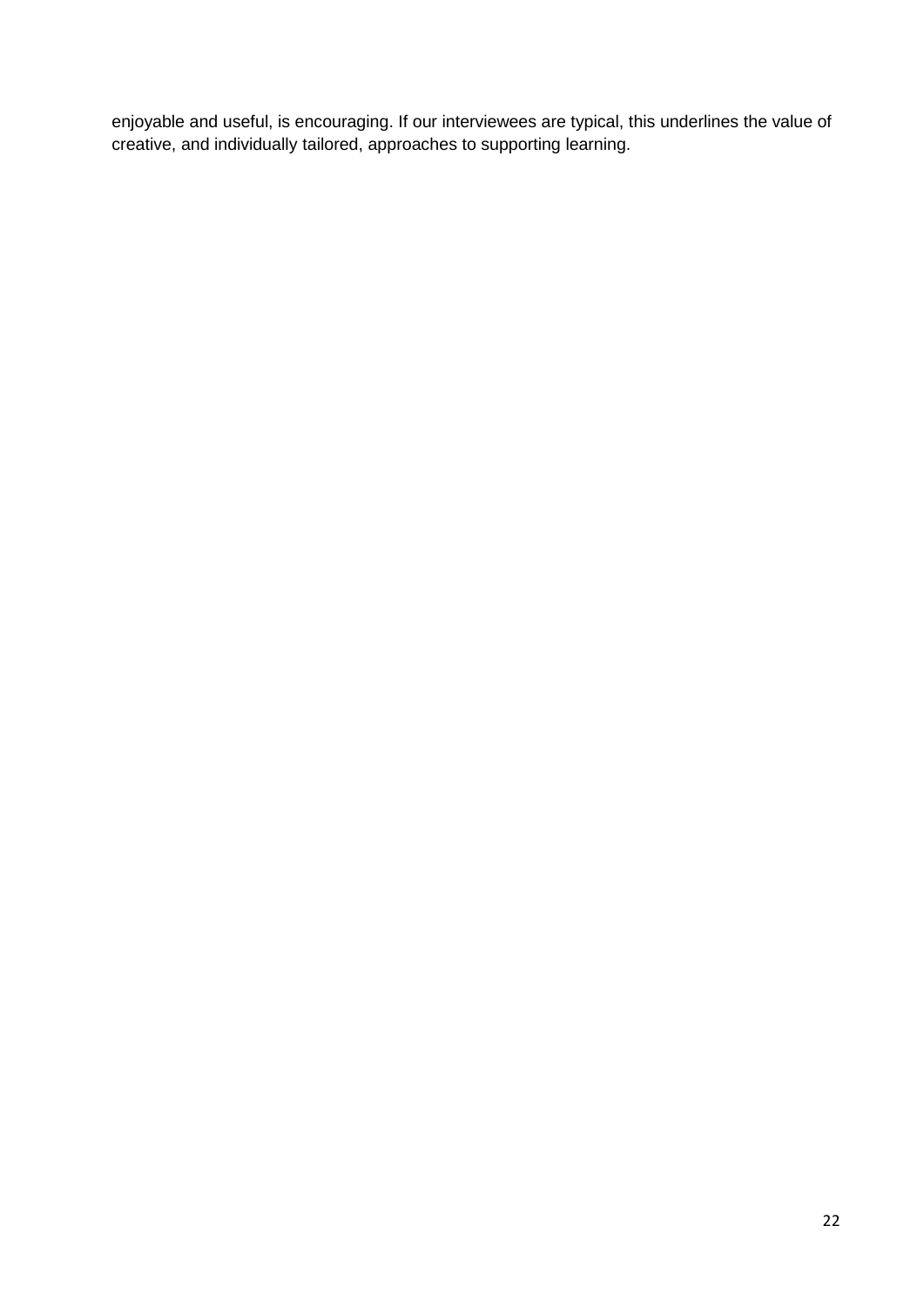enjoyable and useful, is encouraging. If our interviewees are typical, this underlines the value of creative, and individually tailored, approaches to supporting learning.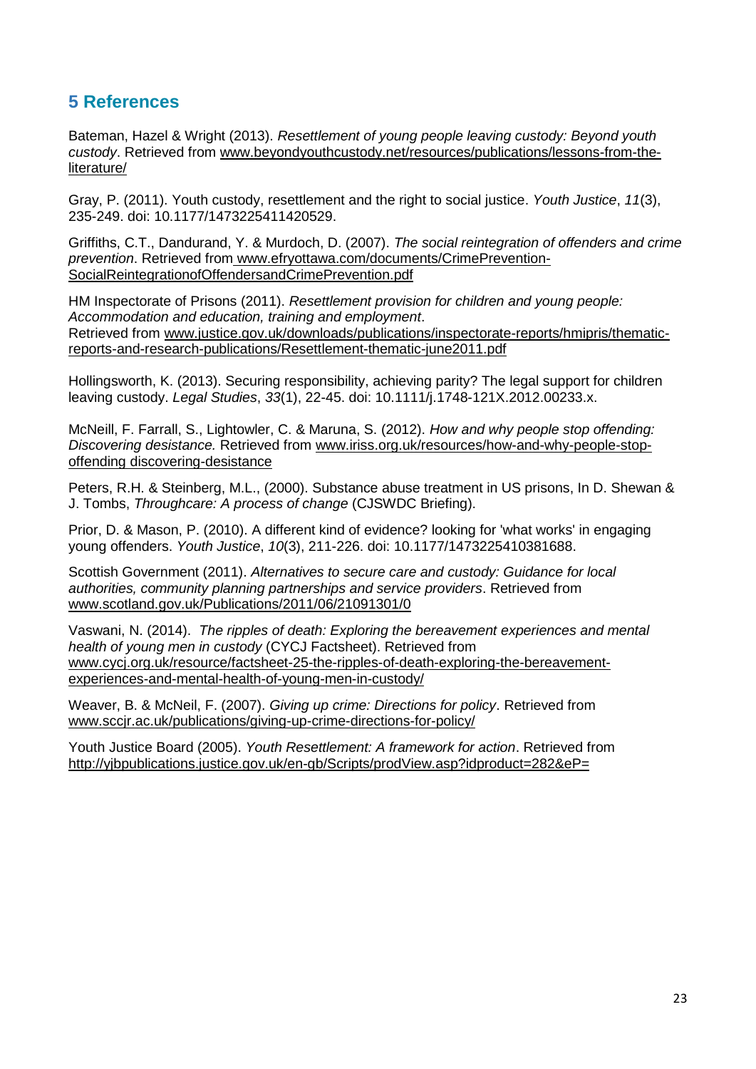## 5 References

Bateman, Hazel & Wright (2013). *Resettlement of young people leaving custody: Beyond youth custody*. Retrieved from www.beyondyouthcustody.net/resources/publications/lessons-from-the-literature/

Gray, P. (2011). Youth custody, resettlement and the right to social justice. *Youth Justice*, *11*(3), 235-249. doi: 10.1177/1473225411420529.

Griffiths, C.T., Dandurand, Y. & Murdoch, D. (2007). *The social reintegration of offenders and crime prevention*. Retrieved from www.efryottawa.com/documents/CrimePrevention-SocialReintegrationofOffendersandCrimePrevention.pdf

HM Inspectorate of Prisons (2011). *Resettlement provision for children and young people: Accommodation and education, training and employment*.
Retrieved from www.justice.gov.uk/downloads/publications/inspectorate-reports/hmipris/thematic-reports-and-research-publications/Resettlement-thematic-june2011.pdf

Hollingsworth, K. (2013). Securing responsibility, achieving parity? The legal support for children leaving custody. *Legal Studies*, *33*(1), 22-45. doi: 10.1111/j.1748-121X.2012.00233.x.

McNeill, F. Farrall, S., Lightowler, C. & Maruna, S. (2012). *How and why people stop offending: Discovering desistance.* Retrieved from www.iriss.org.uk/resources/how-and-why-people-stop-offending discovering-desistance

Peters, R.H. & Steinberg, M.L., (2000). Substance abuse treatment in US prisons, In D. Shewan & J. Tombs, *Throughcare: A process of change* (CJSWDC Briefing).

Prior, D. & Mason, P. (2010). A different kind of evidence? looking for 'what works' in engaging young offenders. *Youth Justice*, *10*(3), 211-226. doi: 10.1177/1473225410381688.

Scottish Government (2011). *Alternatives to secure care and custody: Guidance for local authorities, community planning partnerships and service providers*. Retrieved from www.scotland.gov.uk/Publications/2011/06/21091301/0

Vaswani, N. (2014). *The ripples of death: Exploring the bereavement experiences and mental health of young men in custody* (CYCJ Factsheet). Retrieved from www.cycj.org.uk/resource/factsheet-25-the-ripples-of-death-exploring-the-bereavement-experiences-and-mental-health-of-young-men-in-custody/

Weaver, B. & McNeil, F. (2007). *Giving up crime: Directions for policy*. Retrieved from www.sccjr.ac.uk/publications/giving-up-crime-directions-for-policy/

Youth Justice Board (2005). *Youth Resettlement: A framework for action*. Retrieved from http://yjbpublications.justice.gov.uk/en-gb/Scripts/prodView.asp?idproduct=282&eP=